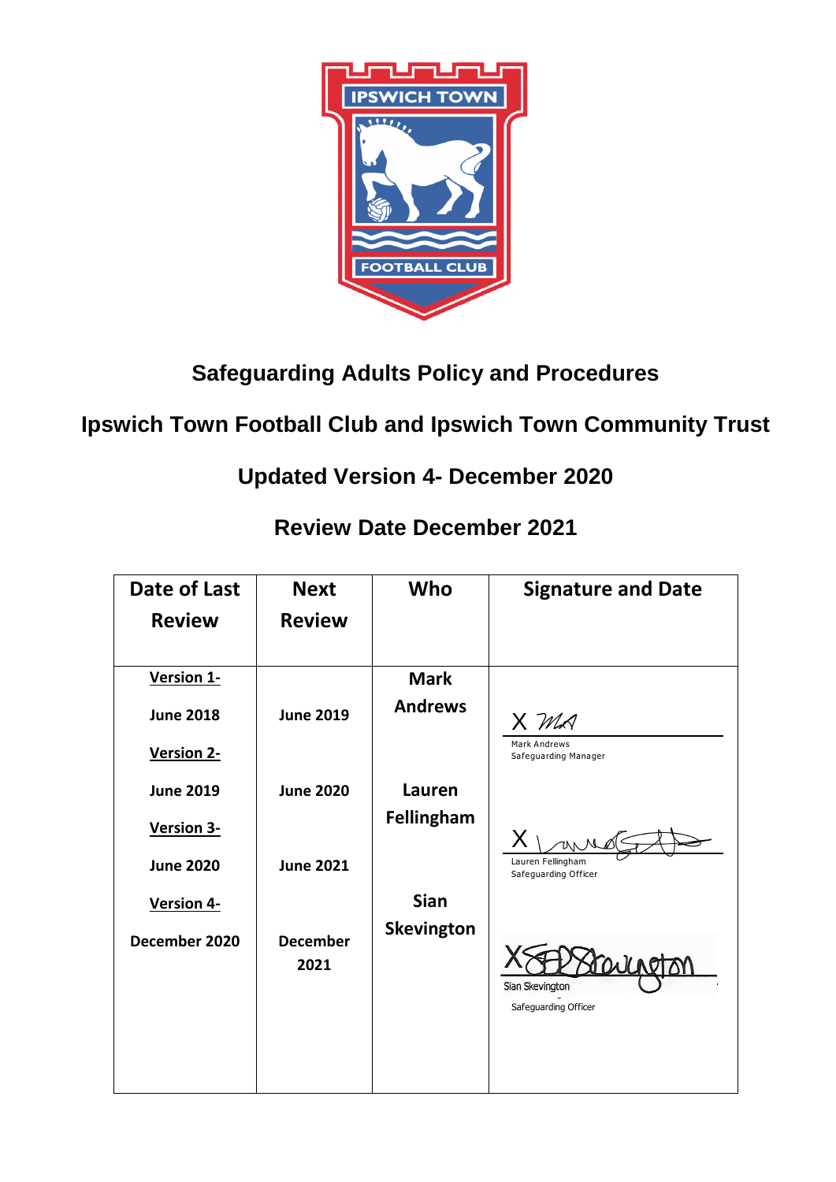# Safeguarding Adults Policy and Procedures

## Ipswich Town Football Club and Ipswich Town Community Trust

## Updated Version 4- December 2020

## Review Date December 2021

| Date of Last Review | Next Review | Who | Signature and Date |
|---|---|---|---|
| **Version 1-** June 2018 | June 2019 | Mark Andrews | X MA<br>Mark Andrews<br>Safeguarding Manager |
| **Version 2-** June 2019 | June 2020 | Lauren Fellingham | X<br>Lauren Fellingham<br>Safeguarding Officer |
| **Version 3-** June 2020 | June 2021 | | |
| **Version 4-** December 2020 | December 2021 | Sian Skevington | X S Skevington<br>Sian Skevington<br>Safeguarding Officer |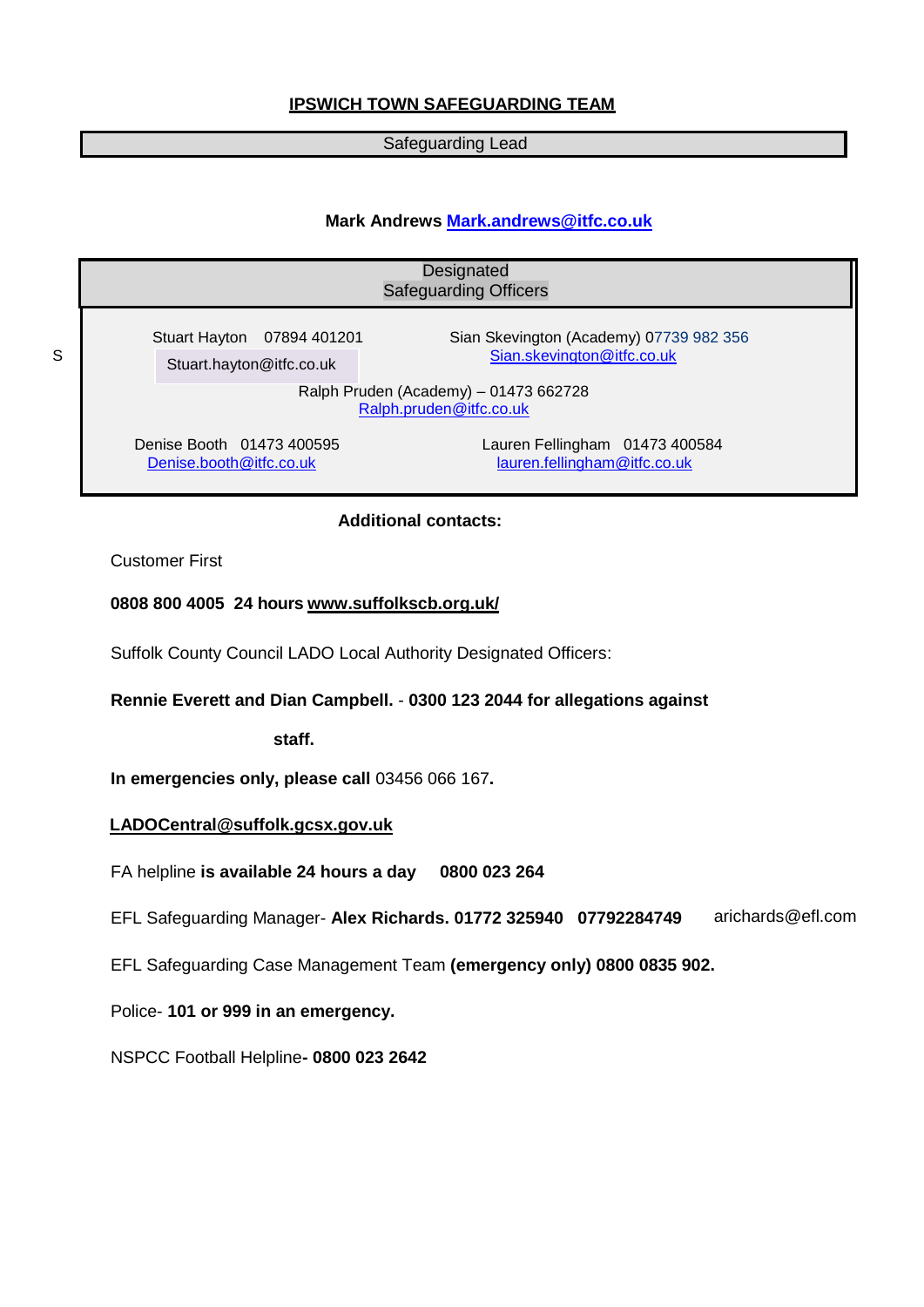# IPSWICH TOWN SAFEGUARDING TEAM

## Safeguarding Lead

**Mark Andrews Mark.andrews@itfc.co.uk**

## Designated Safeguarding Officers

S

Stuart Hayton 07894 401201
Stuart.hayton@itfc.co.uk

Sian Skevington (Academy) 07739 982 356
Sian.skevington@itfc.co.uk

Ralph Pruden (Academy) – 01473 662728
Ralph.pruden@itfc.co.uk

Denise Booth 01473 400595
Denise.booth@itfc.co.uk

Lauren Fellingham 01473 400584
lauren.fellingham@itfc.co.uk

**Additional contacts:**

Customer First

**0808 800 4005 24 hours www.suffolkscb.org.uk/**

Suffolk County Council LADO Local Authority Designated Officers:

**Rennie Everett and Dian Campbell.** - **0300 123 2044 for allegations against staff.**

**In emergencies only, please call** 03456 066 167**.**

**LADOCentral@suffolk.gcsx.gov.uk**

FA helpline **is available 24 hours a day 0800 023 264**

EFL Safeguarding Manager- **Alex Richards. 01772 325940 07792284749** arichards@efl.com

EFL Safeguarding Case Management Team **(emergency only) 0800 0835 902.**

Police- **101 or 999 in an emergency.**

NSPCC Football Helpline**- 0800 023 2642**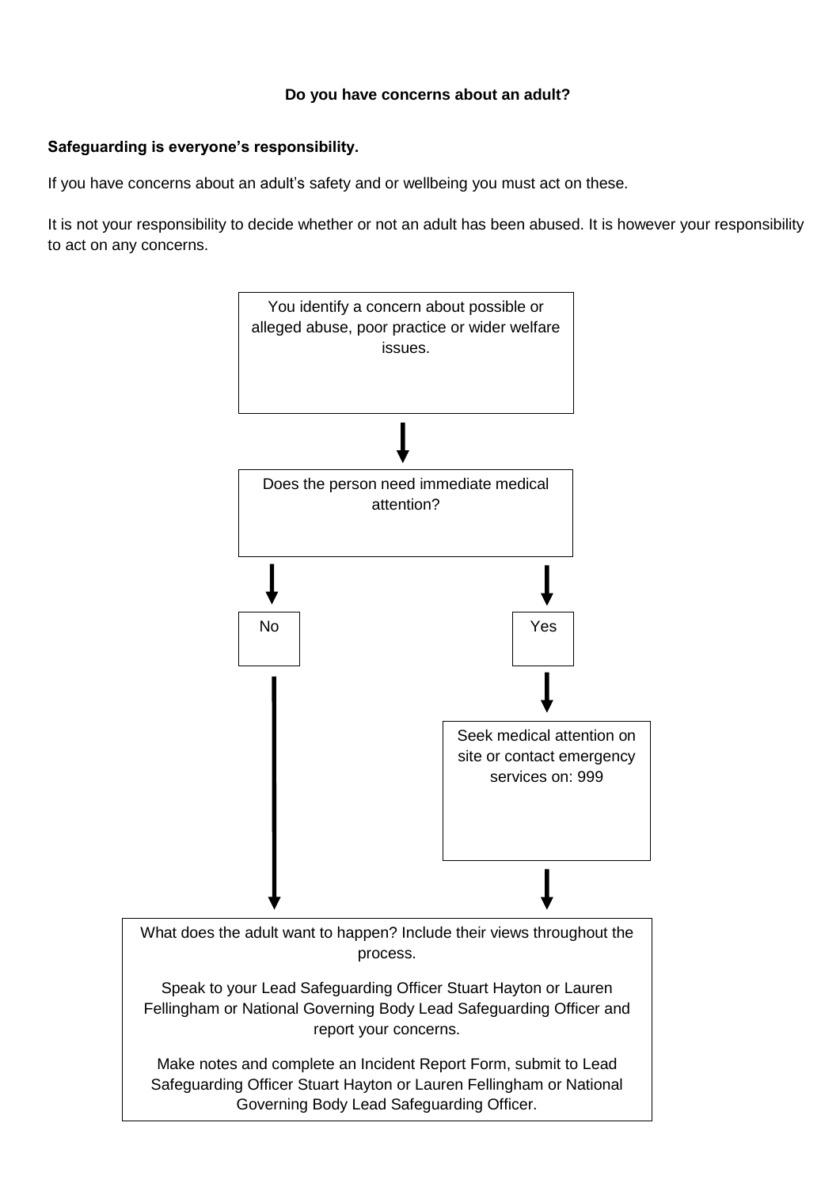**Do you have concerns about an adult?**

**Safeguarding is everyone's responsibility.**

If you have concerns about an adult's safety and or wellbeing you must act on these.

It is not your responsibility to decide whether or not an adult has been abused. It is however your responsibility to act on any concerns.

You identify a concern about possible or alleged abuse, poor practice or wider welfare issues.

↓

Does the person need immediate medical attention?

- **No** → go to the final step below.
- **Yes** → Seek medical attention on site or contact emergency services on: 999 → go to the final step below.

↓

What does the adult want to happen? Include their views throughout the process.

Speak to your Lead Safeguarding Officer Stuart Hayton or Lauren Fellingham or National Governing Body Lead Safeguarding Officer and report your concerns.

Make notes and complete an Incident Report Form, submit to Lead Safeguarding Officer Stuart Hayton or Lauren Fellingham or National Governing Body Lead Safeguarding Officer.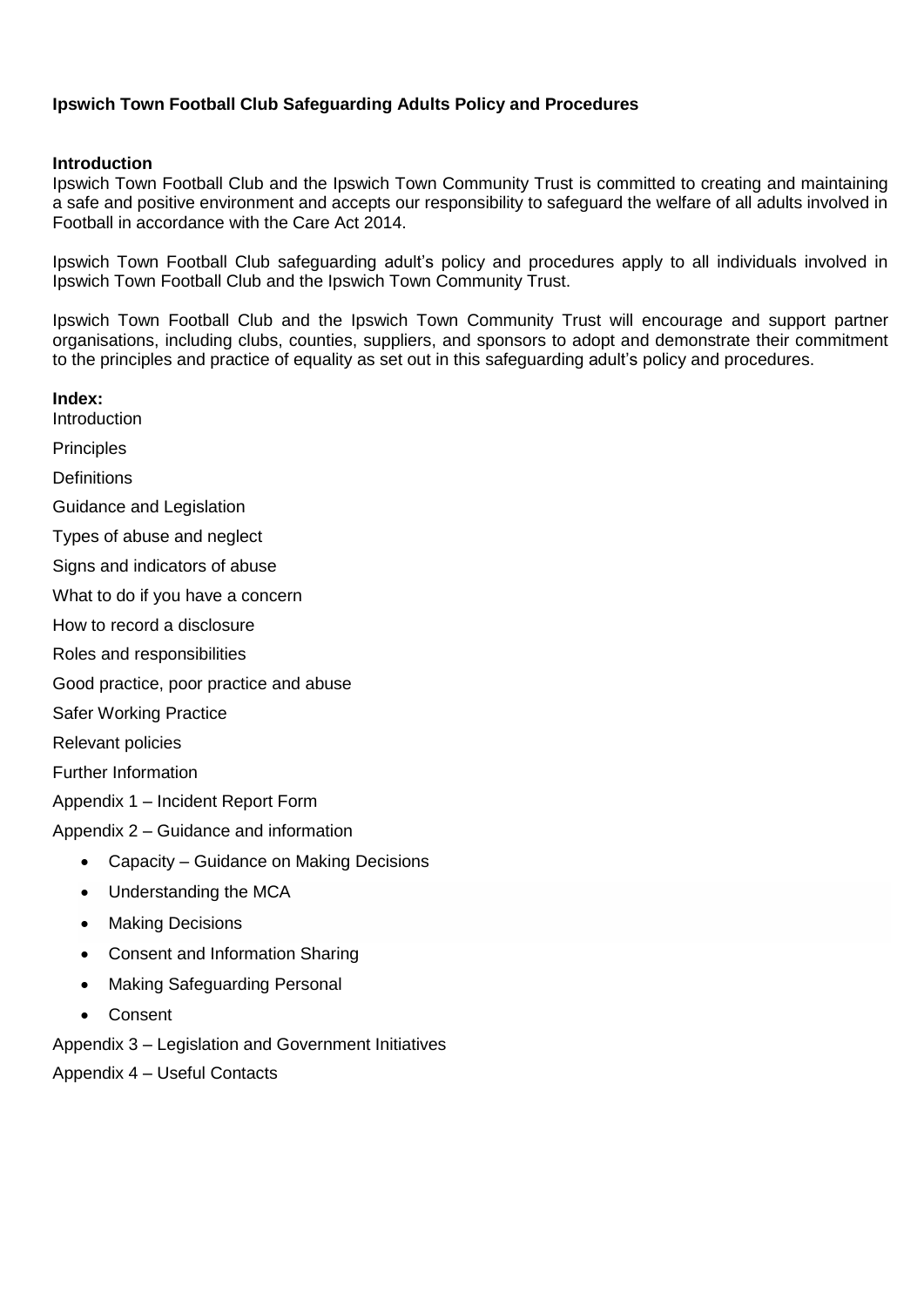**Ipswich Town Football Club Safeguarding Adults Policy and Procedures**

**Introduction**

Ipswich Town Football Club and the Ipswich Town Community Trust is committed to creating and maintaining a safe and positive environment and accepts our responsibility to safeguard the welfare of all adults involved in Football in accordance with the Care Act 2014.

Ipswich Town Football Club safeguarding adult's policy and procedures apply to all individuals involved in Ipswich Town Football Club and the Ipswich Town Community Trust.

Ipswich Town Football Club and the Ipswich Town Community Trust will encourage and support partner organisations, including clubs, counties, suppliers, and sponsors to adopt and demonstrate their commitment to the principles and practice of equality as set out in this safeguarding adult's policy and procedures.

**Index:**

Introduction

Principles

Definitions

Guidance and Legislation

Types of abuse and neglect

Signs and indicators of abuse

What to do if you have a concern

How to record a disclosure

Roles and responsibilities

Good practice, poor practice and abuse

Safer Working Practice

Relevant policies

Further Information

Appendix 1 – Incident Report Form

Appendix 2 – Guidance and information

- Capacity – Guidance on Making Decisions
- Understanding the MCA
- Making Decisions
- Consent and Information Sharing
- Making Safeguarding Personal
- Consent

Appendix 3 – Legislation and Government Initiatives

Appendix 4 – Useful Contacts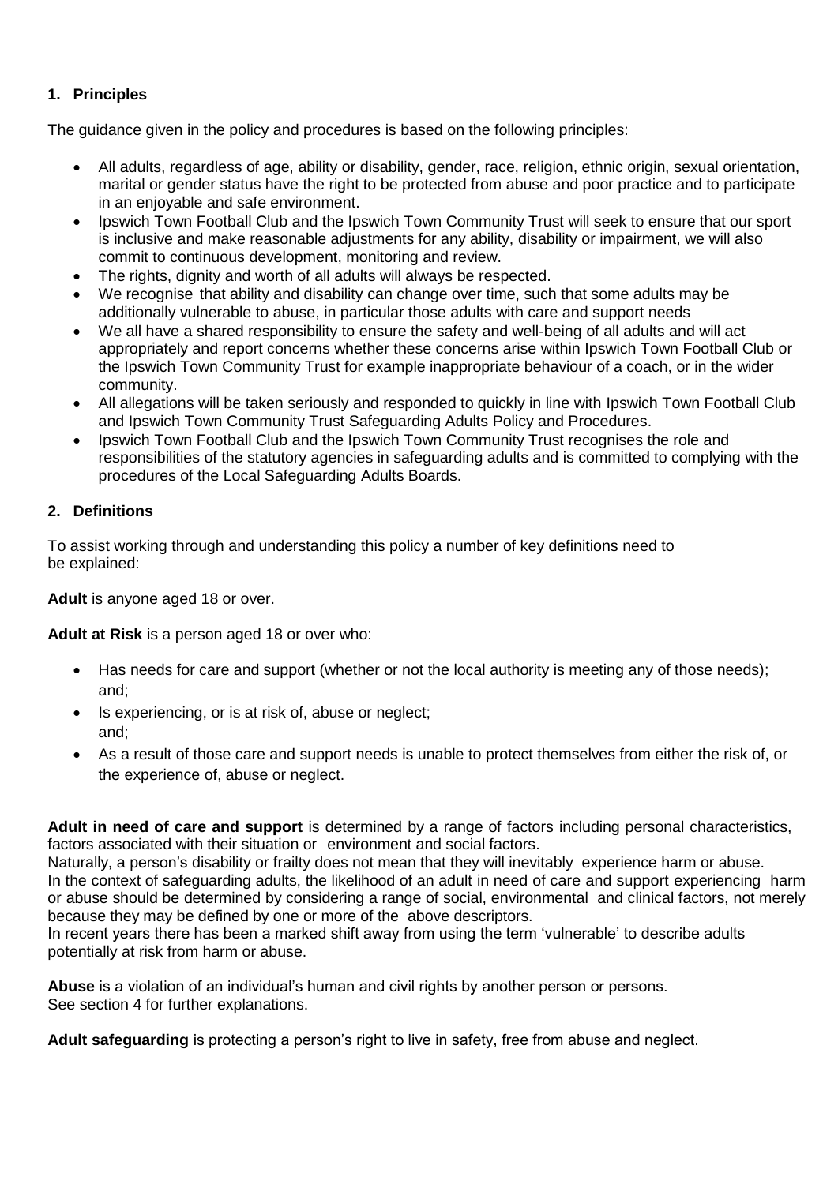## 1. Principles

The guidance given in the policy and procedures is based on the following principles:

- All adults, regardless of age, ability or disability, gender, race, religion, ethnic origin, sexual orientation, marital or gender status have the right to be protected from abuse and poor practice and to participate in an enjoyable and safe environment.
- Ipswich Town Football Club and the Ipswich Town Community Trust will seek to ensure that our sport is inclusive and make reasonable adjustments for any ability, disability or impairment, we will also commit to continuous development, monitoring and review.
- The rights, dignity and worth of all adults will always be respected.
- We recognise that ability and disability can change over time, such that some adults may be additionally vulnerable to abuse, in particular those adults with care and support needs
- We all have a shared responsibility to ensure the safety and well-being of all adults and will act appropriately and report concerns whether these concerns arise within Ipswich Town Football Club or the Ipswich Town Community Trust for example inappropriate behaviour of a coach, or in the wider community.
- All allegations will be taken seriously and responded to quickly in line with Ipswich Town Football Club and Ipswich Town Community Trust Safeguarding Adults Policy and Procedures.
- Ipswich Town Football Club and the Ipswich Town Community Trust recognises the role and responsibilities of the statutory agencies in safeguarding adults and is committed to complying with the procedures of the Local Safeguarding Adults Boards.

## 2. Definitions

To assist working through and understanding this policy a number of key definitions need to be explained:

**Adult** is anyone aged 18 or over.

**Adult at Risk** is a person aged 18 or over who:

- Has needs for care and support (whether or not the local authority is meeting any of those needs); and;
- Is experiencing, or is at risk of, abuse or neglect; and;
- As a result of those care and support needs is unable to protect themselves from either the risk of, or the experience of, abuse or neglect.

**Adult in need of care and support** is determined by a range of factors including personal characteristics, factors associated with their situation or environment and social factors.
Naturally, a person's disability or frailty does not mean that they will inevitably experience harm or abuse.
In the context of safeguarding adults, the likelihood of an adult in need of care and support experiencing harm or abuse should be determined by considering a range of social, environmental and clinical factors, not merely because they may be defined by one or more of the above descriptors.
In recent years there has been a marked shift away from using the term 'vulnerable' to describe adults potentially at risk from harm or abuse.

**Abuse** is a violation of an individual's human and civil rights by another person or persons.
See section 4 for further explanations.

**Adult safeguarding** is protecting a person's right to live in safety, free from abuse and neglect.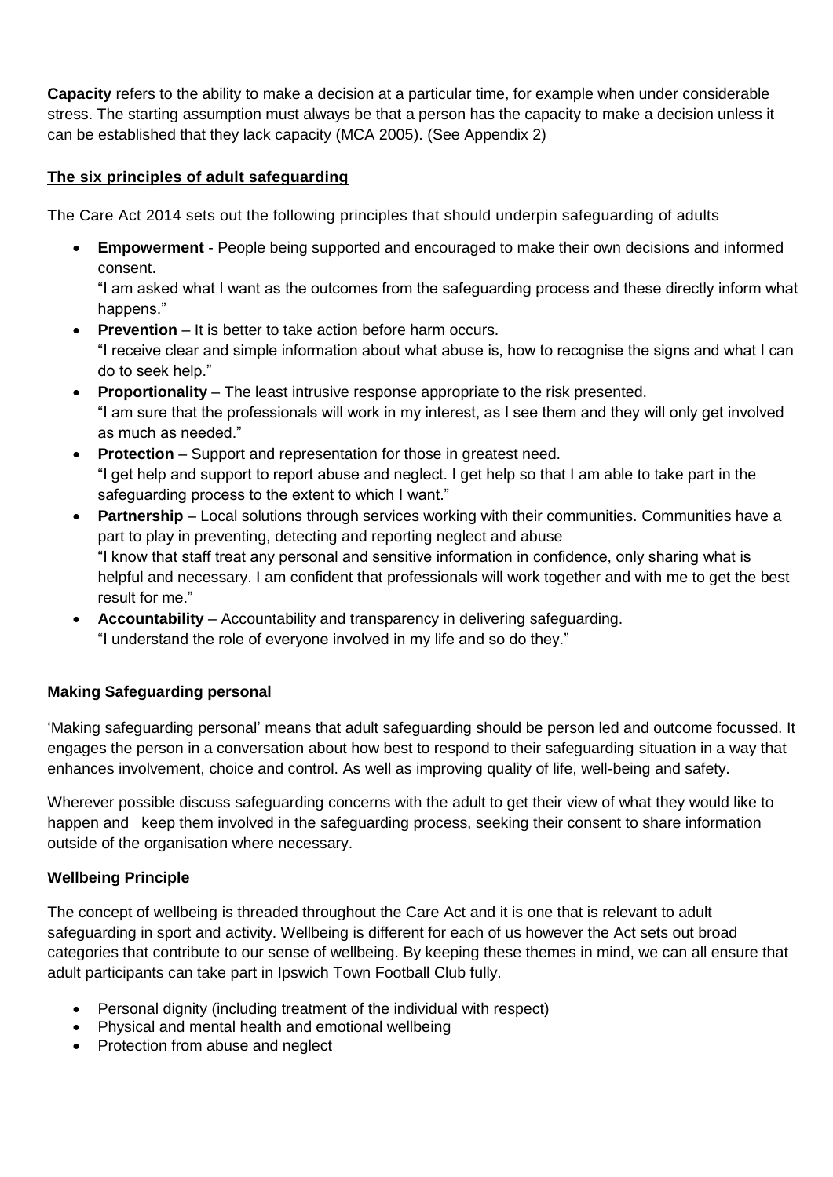**Capacity** refers to the ability to make a decision at a particular time, for example when under considerable stress. The starting assumption must always be that a person has the capacity to make a decision unless it can be established that they lack capacity (MCA 2005). (See Appendix 2)

## The six principles of adult safeguarding

The Care Act 2014 sets out the following principles that should underpin safeguarding of adults

- **Empowerment** - People being supported and encouraged to make their own decisions and informed consent.
  "I am asked what I want as the outcomes from the safeguarding process and these directly inform what happens."
- **Prevention** – It is better to take action before harm occurs.
  "I receive clear and simple information about what abuse is, how to recognise the signs and what I can do to seek help."
- **Proportionality** – The least intrusive response appropriate to the risk presented.
  "I am sure that the professionals will work in my interest, as I see them and they will only get involved as much as needed."
- **Protection** – Support and representation for those in greatest need.
  "I get help and support to report abuse and neglect. I get help so that I am able to take part in the safeguarding process to the extent to which I want."
- **Partnership** – Local solutions through services working with their communities. Communities have a part to play in preventing, detecting and reporting neglect and abuse
  "I know that staff treat any personal and sensitive information in confidence, only sharing what is helpful and necessary. I am confident that professionals will work together and with me to get the best result for me."
- **Accountability** – Accountability and transparency in delivering safeguarding.
  "I understand the role of everyone involved in my life and so do they."

### Making Safeguarding personal

'Making safeguarding personal' means that adult safeguarding should be person led and outcome focussed. It engages the person in a conversation about how best to respond to their safeguarding situation in a way that enhances involvement, choice and control. As well as improving quality of life, well-being and safety.

Wherever possible discuss safeguarding concerns with the adult to get their view of what they would like to happen and keep them involved in the safeguarding process, seeking their consent to share information outside of the organisation where necessary.

### Wellbeing Principle

The concept of wellbeing is threaded throughout the Care Act and it is one that is relevant to adult safeguarding in sport and activity. Wellbeing is different for each of us however the Act sets out broad categories that contribute to our sense of wellbeing. By keeping these themes in mind, we can all ensure that adult participants can take part in Ipswich Town Football Club fully.

- Personal dignity (including treatment of the individual with respect)
- Physical and mental health and emotional wellbeing
- Protection from abuse and neglect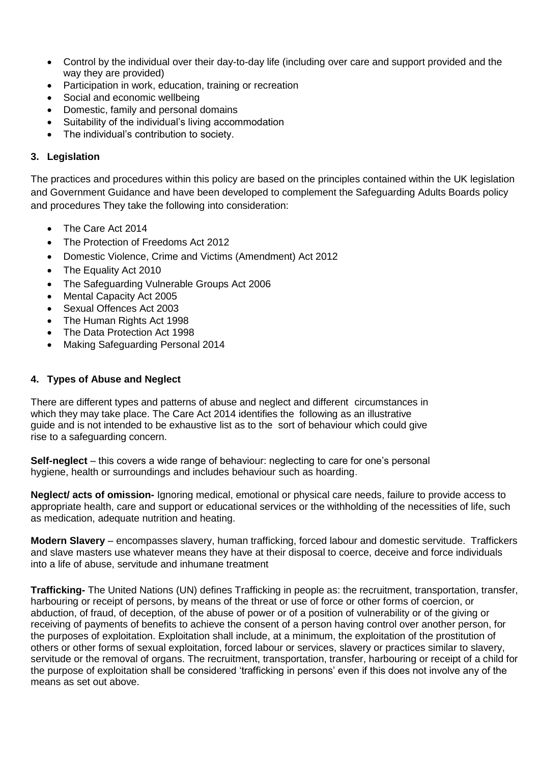- Control by the individual over their day-to-day life (including over care and support provided and the way they are provided)
- Participation in work, education, training or recreation
- Social and economic wellbeing
- Domestic, family and personal domains
- Suitability of the individual's living accommodation
- The individual's contribution to society.

### 3. Legislation

The practices and procedures within this policy are based on the principles contained within the UK legislation and Government Guidance and have been developed to complement the Safeguarding Adults Boards policy and procedures They take the following into consideration:

- The Care Act 2014
- The Protection of Freedoms Act 2012
- Domestic Violence, Crime and Victims (Amendment) Act 2012
- The Equality Act 2010
- The Safeguarding Vulnerable Groups Act 2006
- Mental Capacity Act 2005
- Sexual Offences Act 2003
- The Human Rights Act 1998
- The Data Protection Act 1998
- Making Safeguarding Personal 2014

### 4. Types of Abuse and Neglect

There are different types and patterns of abuse and neglect and different circumstances in which they may take place. The Care Act 2014 identifies the following as an illustrative guide and is not intended to be exhaustive list as to the sort of behaviour which could give rise to a safeguarding concern.

**Self-neglect** – this covers a wide range of behaviour: neglecting to care for one's personal hygiene, health or surroundings and includes behaviour such as hoarding.

**Neglect/ acts of omission-** Ignoring medical, emotional or physical care needs, failure to provide access to appropriate health, care and support or educational services or the withholding of the necessities of life, such as medication, adequate nutrition and heating.

**Modern Slavery** – encompasses slavery, human trafficking, forced labour and domestic servitude. Traffickers and slave masters use whatever means they have at their disposal to coerce, deceive and force individuals into a life of abuse, servitude and inhumane treatment

**Trafficking-** The United Nations (UN) defines Trafficking in people as: the recruitment, transportation, transfer, harbouring or receipt of persons, by means of the threat or use of force or other forms of coercion, or abduction, of fraud, of deception, of the abuse of power or of a position of vulnerability or of the giving or receiving of payments of benefits to achieve the consent of a person having control over another person, for the purposes of exploitation. Exploitation shall include, at a minimum, the exploitation of the prostitution of others or other forms of sexual exploitation, forced labour or services, slavery or practices similar to slavery, servitude or the removal of organs. The recruitment, transportation, transfer, harbouring or receipt of a child for the purpose of exploitation shall be considered 'trafficking in persons' even if this does not involve any of the means as set out above.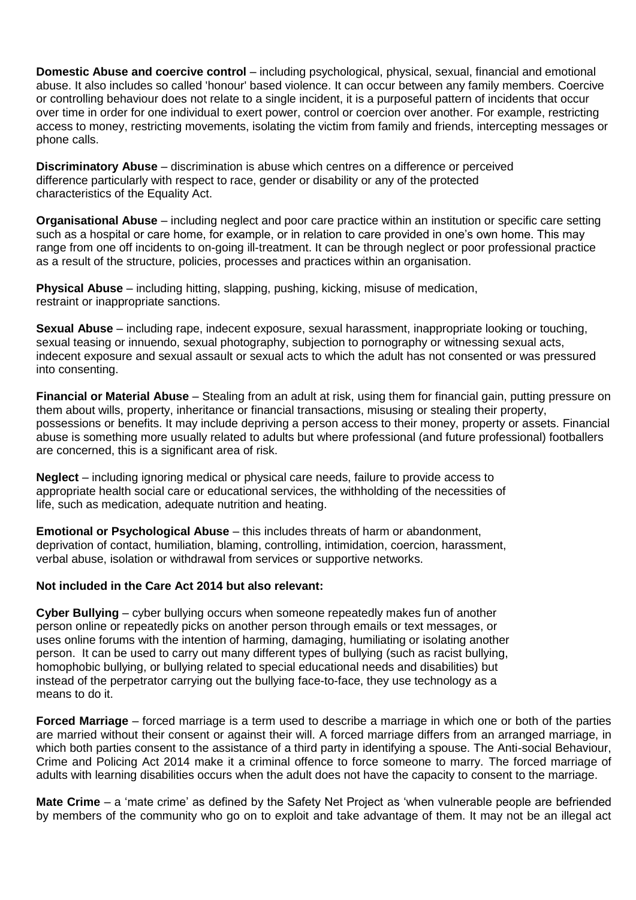**Domestic Abuse and coercive control** – including psychological, physical, sexual, financial and emotional abuse. It also includes so called 'honour' based violence. It can occur between any family members. Coercive or controlling behaviour does not relate to a single incident, it is a purposeful pattern of incidents that occur over time in order for one individual to exert power, control or coercion over another. For example, restricting access to money, restricting movements, isolating the victim from family and friends, intercepting messages or phone calls.

**Discriminatory Abuse** – discrimination is abuse which centres on a difference or perceived difference particularly with respect to race, gender or disability or any of the protected characteristics of the Equality Act.

**Organisational Abuse** – including neglect and poor care practice within an institution or specific care setting such as a hospital or care home, for example, or in relation to care provided in one's own home. This may range from one off incidents to on-going ill-treatment. It can be through neglect or poor professional practice as a result of the structure, policies, processes and practices within an organisation.

**Physical Abuse** – including hitting, slapping, pushing, kicking, misuse of medication, restraint or inappropriate sanctions.

**Sexual Abuse** – including rape, indecent exposure, sexual harassment, inappropriate looking or touching, sexual teasing or innuendo, sexual photography, subjection to pornography or witnessing sexual acts, indecent exposure and sexual assault or sexual acts to which the adult has not consented or was pressured into consenting.

**Financial or Material Abuse** – Stealing from an adult at risk, using them for financial gain, putting pressure on them about wills, property, inheritance or financial transactions, misusing or stealing their property, possessions or benefits. It may include depriving a person access to their money, property or assets. Financial abuse is something more usually related to adults but where professional (and future professional) footballers are concerned, this is a significant area of risk.

**Neglect** – including ignoring medical or physical care needs, failure to provide access to appropriate health social care or educational services, the withholding of the necessities of life, such as medication, adequate nutrition and heating.

**Emotional or Psychological Abuse** – this includes threats of harm or abandonment, deprivation of contact, humiliation, blaming, controlling, intimidation, coercion, harassment, verbal abuse, isolation or withdrawal from services or supportive networks.

**Not included in the Care Act 2014 but also relevant:**

**Cyber Bullying** – cyber bullying occurs when someone repeatedly makes fun of another person online or repeatedly picks on another person through emails or text messages, or uses online forums with the intention of harming, damaging, humiliating or isolating another person. It can be used to carry out many different types of bullying (such as racist bullying, homophobic bullying, or bullying related to special educational needs and disabilities) but instead of the perpetrator carrying out the bullying face-to-face, they use technology as a means to do it.

**Forced Marriage** – forced marriage is a term used to describe a marriage in which one or both of the parties are married without their consent or against their will. A forced marriage differs from an arranged marriage, in which both parties consent to the assistance of a third party in identifying a spouse. The Anti-social Behaviour, Crime and Policing Act 2014 make it a criminal offence to force someone to marry. The forced marriage of adults with learning disabilities occurs when the adult does not have the capacity to consent to the marriage.

**Mate Crime** – a 'mate crime' as defined by the Safety Net Project as 'when vulnerable people are befriended by members of the community who go on to exploit and take advantage of them. It may not be an illegal act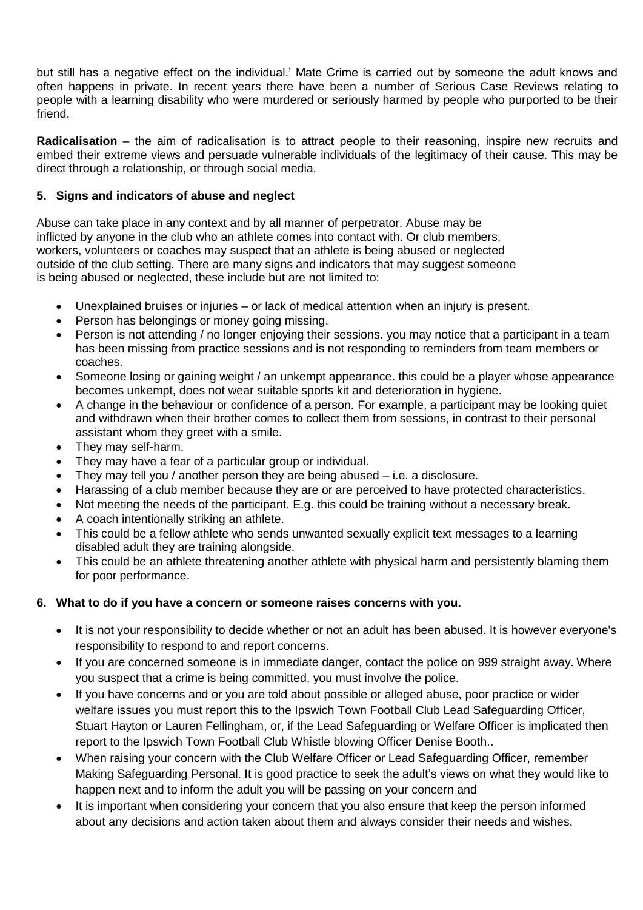but still has a negative effect on the individual.' Mate Crime is carried out by someone the adult knows and often happens in private. In recent years there have been a number of Serious Case Reviews relating to people with a learning disability who were murdered or seriously harmed by people who purported to be their friend.

**Radicalisation** – the aim of radicalisation is to attract people to their reasoning, inspire new recruits and embed their extreme views and persuade vulnerable individuals of the legitimacy of their cause. This may be direct through a relationship, or through social media.

## 5. Signs and indicators of abuse and neglect

Abuse can take place in any context and by all manner of perpetrator. Abuse may be inflicted by anyone in the club who an athlete comes into contact with. Or club members, workers, volunteers or coaches may suspect that an athlete is being abused or neglected outside of the club setting. There are many signs and indicators that may suggest someone is being abused or neglected, these include but are not limited to:

- Unexplained bruises or injuries – or lack of medical attention when an injury is present.
- Person has belongings or money going missing.
- Person is not attending / no longer enjoying their sessions. you may notice that a participant in a team has been missing from practice sessions and is not responding to reminders from team members or coaches.
- Someone losing or gaining weight / an unkempt appearance. this could be a player whose appearance becomes unkempt, does not wear suitable sports kit and deterioration in hygiene.
- A change in the behaviour or confidence of a person. For example, a participant may be looking quiet and withdrawn when their brother comes to collect them from sessions, in contrast to their personal assistant whom they greet with a smile.
- They may self-harm.
- They may have a fear of a particular group or individual.
- They may tell you / another person they are being abused – i.e. a disclosure.
- Harassing of a club member because they are or are perceived to have protected characteristics.
- Not meeting the needs of the participant. E.g. this could be training without a necessary break.
- A coach intentionally striking an athlete.
- This could be a fellow athlete who sends unwanted sexually explicit text messages to a learning disabled adult they are training alongside.
- This could be an athlete threatening another athlete with physical harm and persistently blaming them for poor performance.

## 6. What to do if you have a concern or someone raises concerns with you.

- It is not your responsibility to decide whether or not an adult has been abused. It is however everyone's responsibility to respond to and report concerns.
- If you are concerned someone is in immediate danger, contact the police on 999 straight away. Where you suspect that a crime is being committed, you must involve the police.
- If you have concerns and or you are told about possible or alleged abuse, poor practice or wider welfare issues you must report this to the Ipswich Town Football Club Lead Safeguarding Officer, Stuart Hayton or Lauren Fellingham, or, if the Lead Safeguarding or Welfare Officer is implicated then report to the Ipswich Town Football Club Whistle blowing Officer Denise Booth..
- When raising your concern with the Club Welfare Officer or Lead Safeguarding Officer, remember Making Safeguarding Personal. It is good practice to seek the adult's views on what they would like to happen next and to inform the adult you will be passing on your concern and
- It is important when considering your concern that you also ensure that keep the person informed about any decisions and action taken about them and always consider their needs and wishes.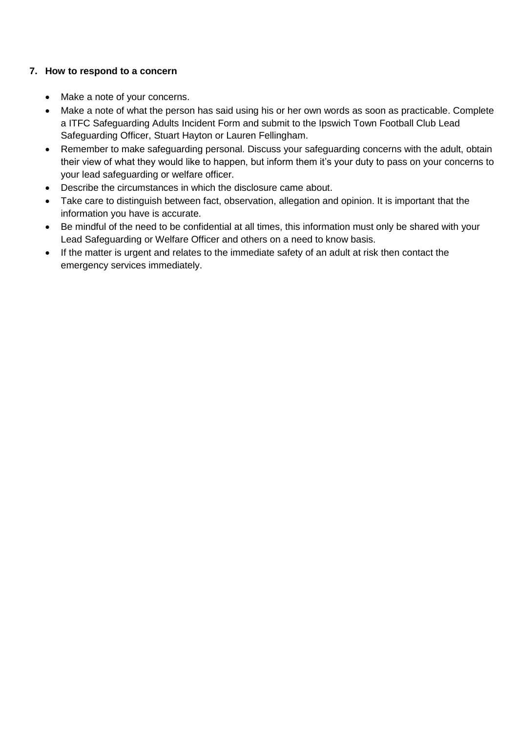## 7. How to respond to a concern

- Make a note of your concerns.
- Make a note of what the person has said using his or her own words as soon as practicable. Complete a ITFC Safeguarding Adults Incident Form and submit to the Ipswich Town Football Club Lead Safeguarding Officer, Stuart Hayton or Lauren Fellingham.
- Remember to make safeguarding personal. Discuss your safeguarding concerns with the adult, obtain their view of what they would like to happen, but inform them it's your duty to pass on your concerns to your lead safeguarding or welfare officer.
- Describe the circumstances in which the disclosure came about.
- Take care to distinguish between fact, observation, allegation and opinion. It is important that the information you have is accurate.
- Be mindful of the need to be confidential at all times, this information must only be shared with your Lead Safeguarding or Welfare Officer and others on a need to know basis.
- If the matter is urgent and relates to the immediate safety of an adult at risk then contact the emergency services immediately.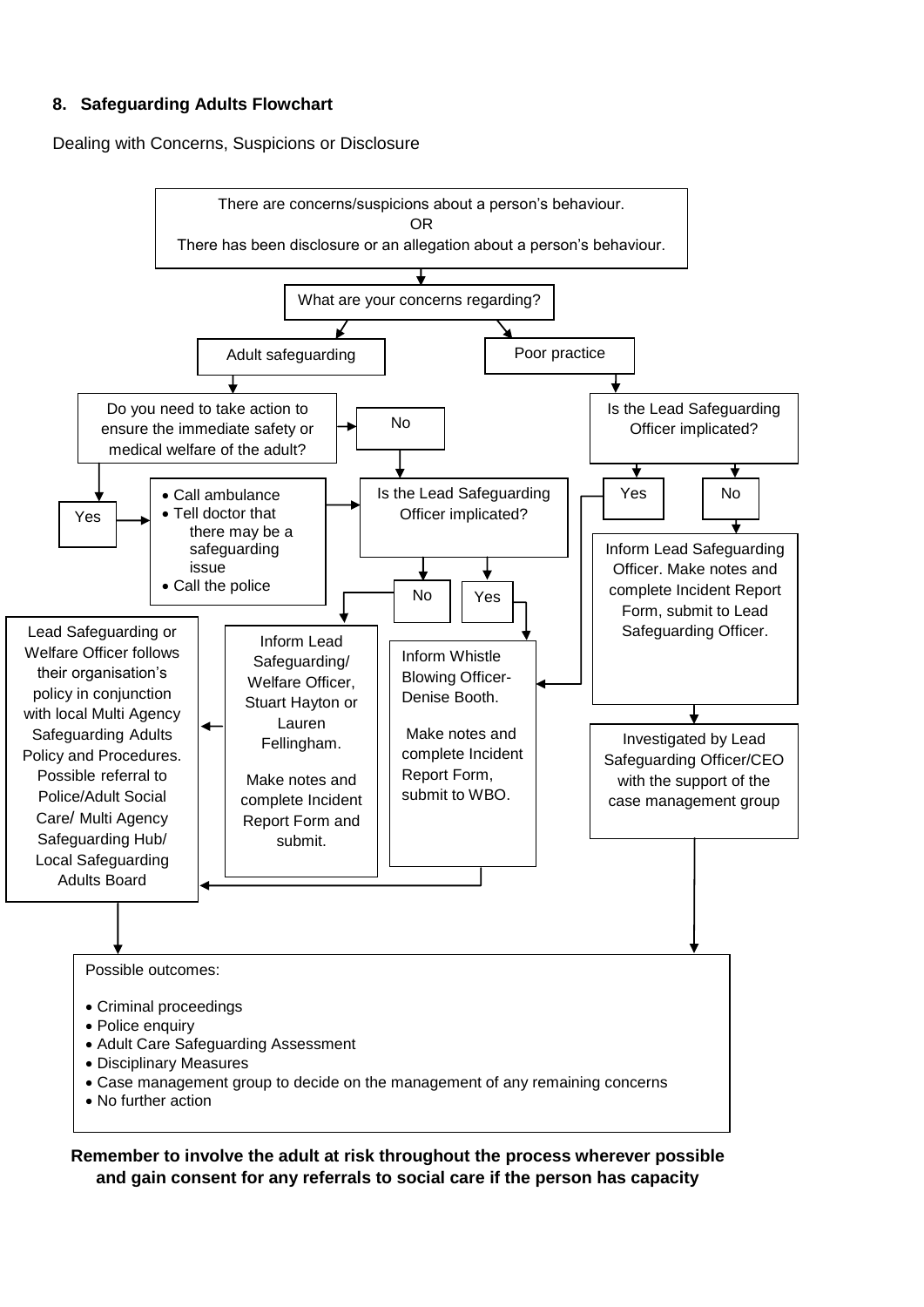## 8. Safeguarding Adults Flowchart

Dealing with Concerns, Suspicions or Disclosure

There are concerns/suspicions about a person's behaviour.
OR
There has been disclosure or an allegation about a person's behaviour.

What are your concerns regarding?

**Adult safeguarding**

Do you need to take action to ensure the immediate safety or medical welfare of the adult?

Yes

- Call ambulance
- Tell doctor that there may be a safeguarding issue
- Call the police

No

Is the Lead Safeguarding Officer implicated?

No

Inform Lead Safeguarding/ Welfare Officer, Stuart Hayton or Lauren Fellingham.

Make notes and complete Incident Report Form and submit.

Yes

Inform Whistle Blowing Officer- Denise Booth.

Make notes and complete Incident Report Form, submit to WBO.

Lead Safeguarding or Welfare Officer follows their organisation's policy in conjunction with local Multi Agency Safeguarding Adults Policy and Procedures. Possible referral to Police/Adult Social Care/ Multi Agency Safeguarding Hub/ Local Safeguarding Adults Board

**Poor practice**

Is the Lead Safeguarding Officer implicated?

Yes

No

Inform Lead Safeguarding Officer. Make notes and complete Incident Report Form, submit to Lead Safeguarding Officer.

Investigated by Lead Safeguarding Officer/CEO with the support of the case management group

Possible outcomes:

- Criminal proceedings
- Police enquiry
- Adult Care Safeguarding Assessment
- Disciplinary Measures
- Case management group to decide on the management of any remaining concerns
- No further action

**Remember to involve the adult at risk throughout the process wherever possible and gain consent for any referrals to social care if the person has capacity**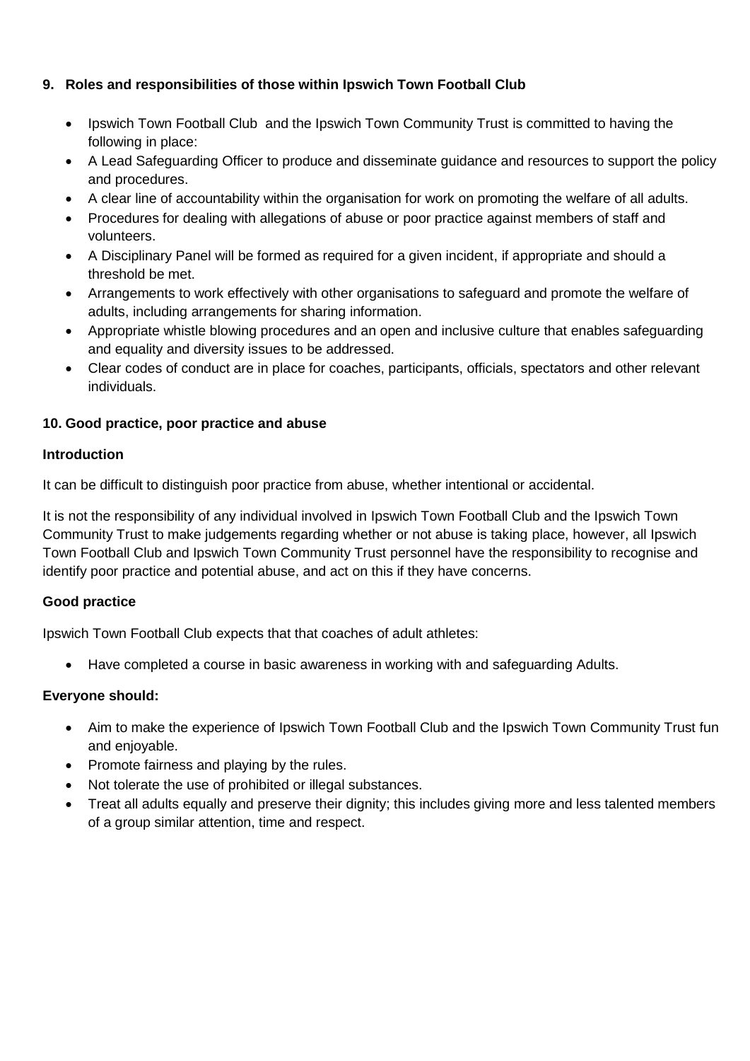## 9. Roles and responsibilities of those within Ipswich Town Football Club

- Ipswich Town Football Club and the Ipswich Town Community Trust is committed to having the following in place:
- A Lead Safeguarding Officer to produce and disseminate guidance and resources to support the policy and procedures.
- A clear line of accountability within the organisation for work on promoting the welfare of all adults.
- Procedures for dealing with allegations of abuse or poor practice against members of staff and volunteers.
- A Disciplinary Panel will be formed as required for a given incident, if appropriate and should a threshold be met.
- Arrangements to work effectively with other organisations to safeguard and promote the welfare of adults, including arrangements for sharing information.
- Appropriate whistle blowing procedures and an open and inclusive culture that enables safeguarding and equality and diversity issues to be addressed.
- Clear codes of conduct are in place for coaches, participants, officials, spectators and other relevant individuals.

## 10. Good practice, poor practice and abuse

### Introduction

It can be difficult to distinguish poor practice from abuse, whether intentional or accidental.

It is not the responsibility of any individual involved in Ipswich Town Football Club and the Ipswich Town Community Trust to make judgements regarding whether or not abuse is taking place, however, all Ipswich Town Football Club and Ipswich Town Community Trust personnel have the responsibility to recognise and identify poor practice and potential abuse, and act on this if they have concerns.

### Good practice

Ipswich Town Football Club expects that that coaches of adult athletes:

- Have completed a course in basic awareness in working with and safeguarding Adults.

### Everyone should:

- Aim to make the experience of Ipswich Town Football Club and the Ipswich Town Community Trust fun and enjoyable.
- Promote fairness and playing by the rules.
- Not tolerate the use of prohibited or illegal substances.
- Treat all adults equally and preserve their dignity; this includes giving more and less talented members of a group similar attention, time and respect.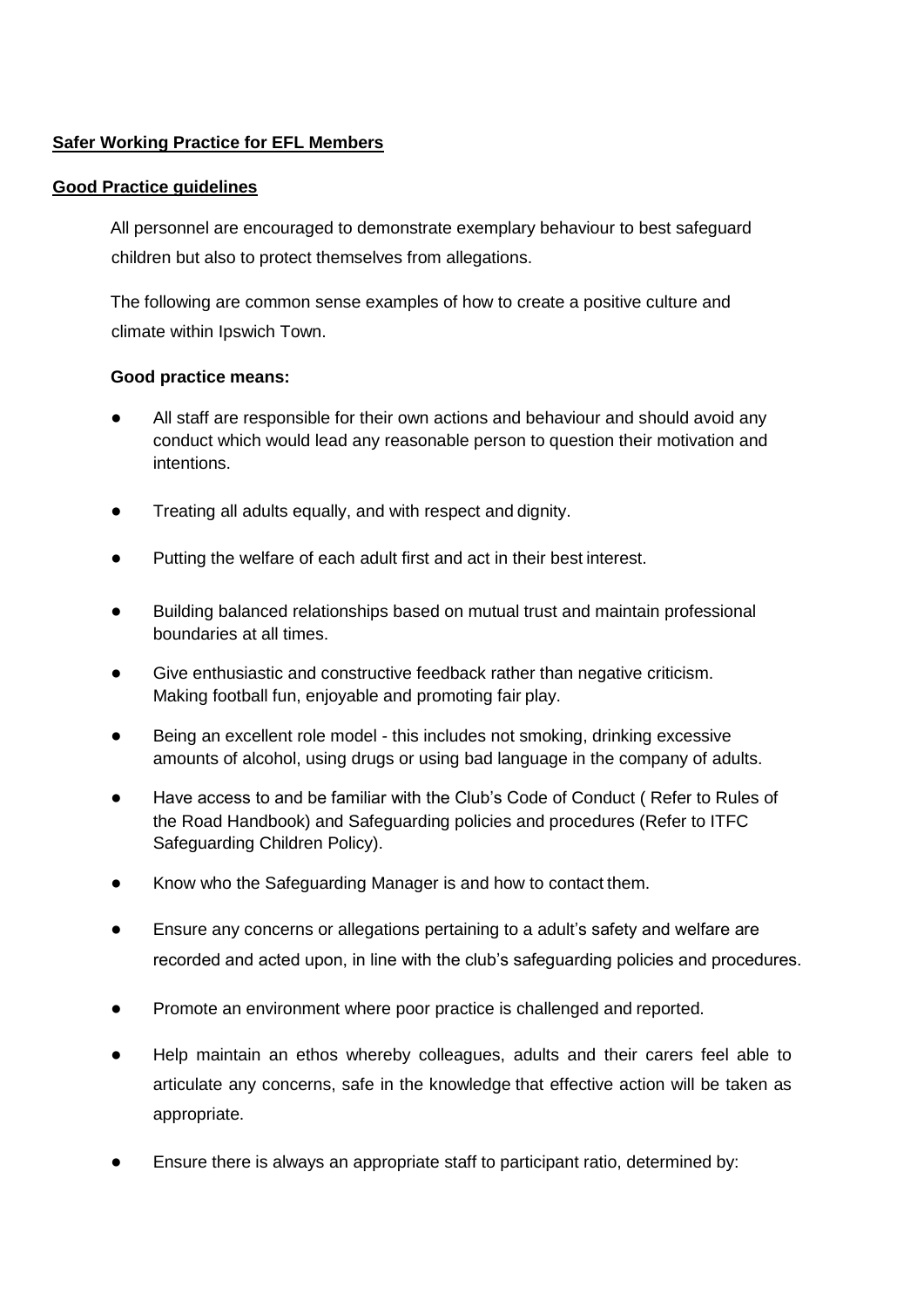**Safer Working Practice for EFL Members**

**Good Practice guidelines**

All personnel are encouraged to demonstrate exemplary behaviour to best safeguard children but also to protect themselves from allegations.

The following are common sense examples of how to create a positive culture and climate within Ipswich Town.

**Good practice means:**

- All staff are responsible for their own actions and behaviour and should avoid any conduct which would lead any reasonable person to question their motivation and intentions.
- Treating all adults equally, and with respect and dignity.
- Putting the welfare of each adult first and act in their best interest.
- Building balanced relationships based on mutual trust and maintain professional boundaries at all times.
- Give enthusiastic and constructive feedback rather than negative criticism. Making football fun, enjoyable and promoting fair play.
- Being an excellent role model - this includes not smoking, drinking excessive amounts of alcohol, using drugs or using bad language in the company of adults.
- Have access to and be familiar with the Club's Code of Conduct ( Refer to Rules of the Road Handbook) and Safeguarding policies and procedures (Refer to ITFC Safeguarding Children Policy).
- Know who the Safeguarding Manager is and how to contact them.
- Ensure any concerns or allegations pertaining to a adult's safety and welfare are recorded and acted upon, in line with the club's safeguarding policies and procedures.
- Promote an environment where poor practice is challenged and reported.
- Help maintain an ethos whereby colleagues, adults and their carers feel able to articulate any concerns, safe in the knowledge that effective action will be taken as appropriate.
- Ensure there is always an appropriate staff to participant ratio, determined by: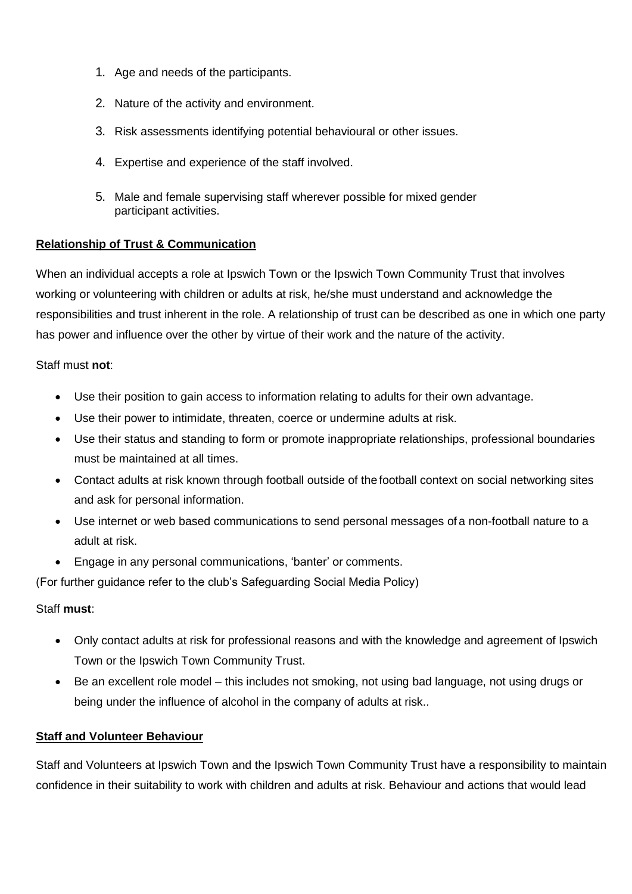1. Age and needs of the participants.
2. Nature of the activity and environment.
3. Risk assessments identifying potential behavioural or other issues.
4. Expertise and experience of the staff involved.
5. Male and female supervising staff wherever possible for mixed gender participant activities.

**Relationship of Trust & Communication**

When an individual accepts a role at Ipswich Town or the Ipswich Town Community Trust that involves working or volunteering with children or adults at risk, he/she must understand and acknowledge the responsibilities and trust inherent in the role. A relationship of trust can be described as one in which one party has power and influence over the other by virtue of their work and the nature of the activity.

Staff must **not**:

- Use their position to gain access to information relating to adults for their own advantage.
- Use their power to intimidate, threaten, coerce or undermine adults at risk.
- Use their status and standing to form or promote inappropriate relationships, professional boundaries must be maintained at all times.
- Contact adults at risk known through football outside of the football context on social networking sites and ask for personal information.
- Use internet or web based communications to send personal messages of a non-football nature to a adult at risk.
- Engage in any personal communications, 'banter' or comments.

(For further guidance refer to the club's Safeguarding Social Media Policy)

Staff **must**:

- Only contact adults at risk for professional reasons and with the knowledge and agreement of Ipswich Town or the Ipswich Town Community Trust.
- Be an excellent role model – this includes not smoking, not using bad language, not using drugs or being under the influence of alcohol in the company of adults at risk..

**Staff and Volunteer Behaviour**

Staff and Volunteers at Ipswich Town and the Ipswich Town Community Trust have a responsibility to maintain confidence in their suitability to work with children and adults at risk. Behaviour and actions that would lead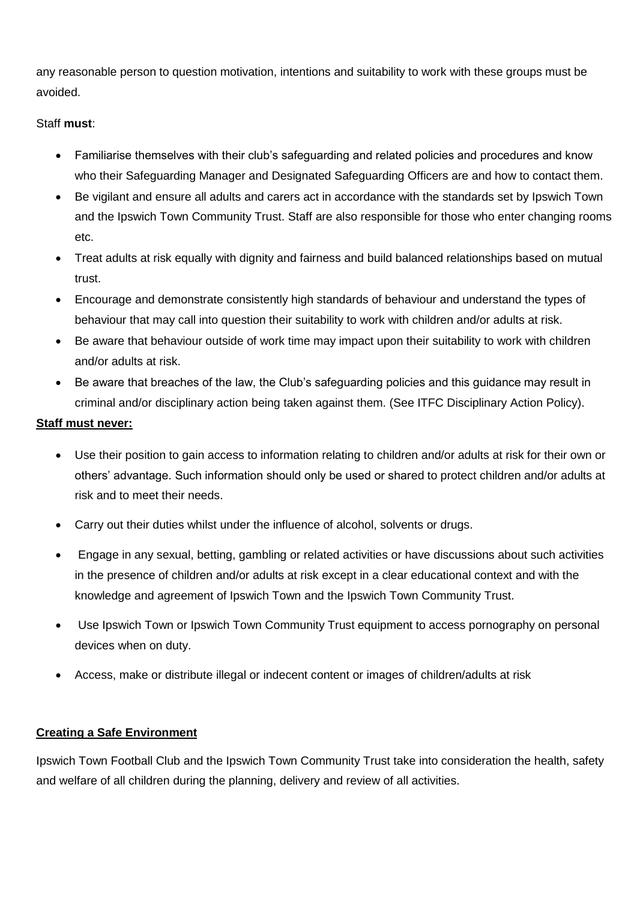any reasonable person to question motivation, intentions and suitability to work with these groups must be avoided.

Staff **must**:

- Familiarise themselves with their club's safeguarding and related policies and procedures and know who their Safeguarding Manager and Designated Safeguarding Officers are and how to contact them.
- Be vigilant and ensure all adults and carers act in accordance with the standards set by Ipswich Town and the Ipswich Town Community Trust. Staff are also responsible for those who enter changing rooms etc.
- Treat adults at risk equally with dignity and fairness and build balanced relationships based on mutual trust.
- Encourage and demonstrate consistently high standards of behaviour and understand the types of behaviour that may call into question their suitability to work with children and/or adults at risk.
- Be aware that behaviour outside of work time may impact upon their suitability to work with children and/or adults at risk.
- Be aware that breaches of the law, the Club's safeguarding policies and this guidance may result in criminal and/or disciplinary action being taken against them. (See ITFC Disciplinary Action Policy).

**Staff must never:**

- Use their position to gain access to information relating to children and/or adults at risk for their own or others' advantage. Such information should only be used or shared to protect children and/or adults at risk and to meet their needs.
- Carry out their duties whilst under the influence of alcohol, solvents or drugs.
- Engage in any sexual, betting, gambling or related activities or have discussions about such activities in the presence of children and/or adults at risk except in a clear educational context and with the knowledge and agreement of Ipswich Town and the Ipswich Town Community Trust.
- Use Ipswich Town or Ipswich Town Community Trust equipment to access pornography on personal devices when on duty.
- Access, make or distribute illegal or indecent content or images of children/adults at risk

**Creating a Safe Environment**

Ipswich Town Football Club and the Ipswich Town Community Trust take into consideration the health, safety and welfare of all children during the planning, delivery and review of all activities.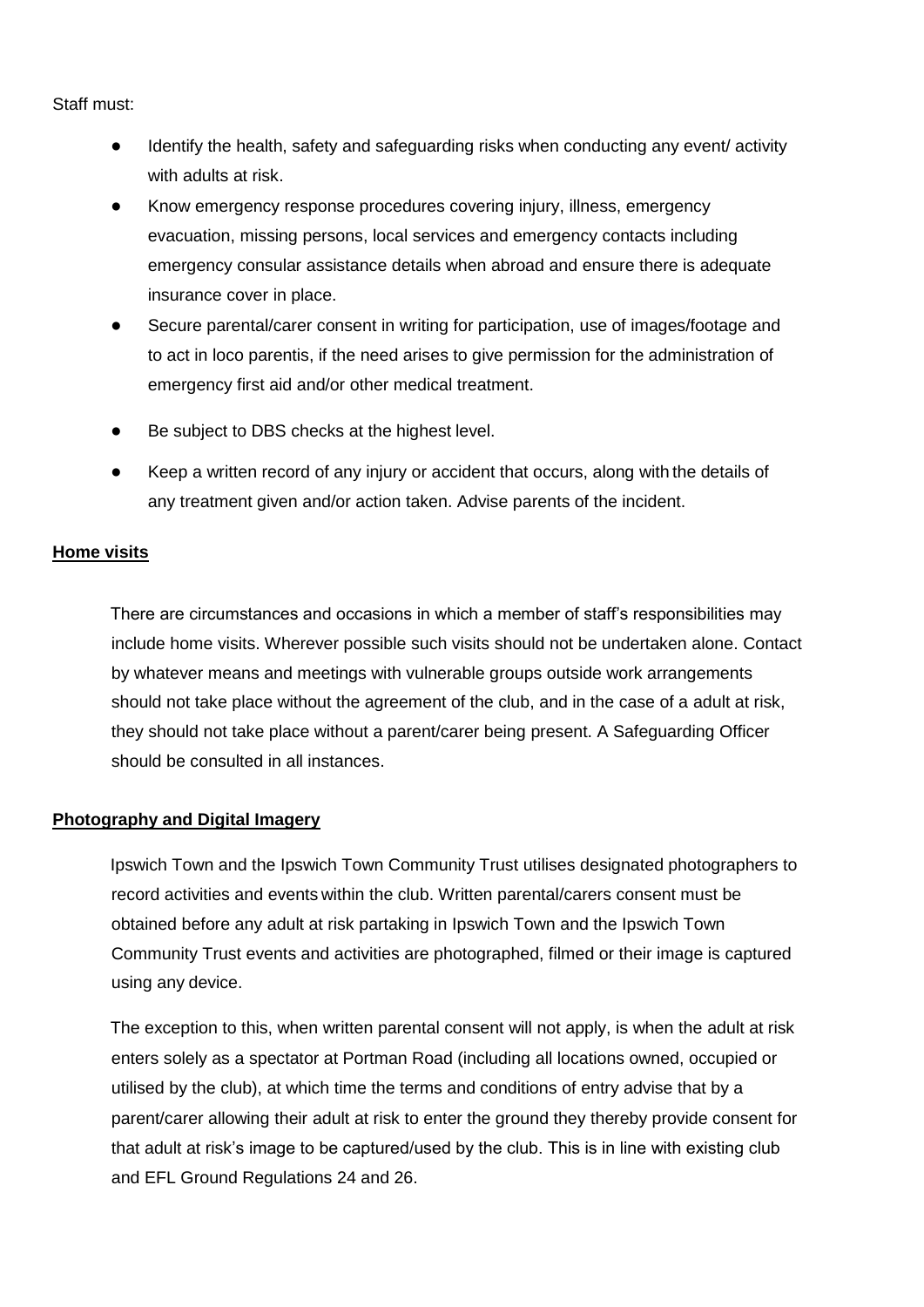Staff must:

- Identify the health, safety and safeguarding risks when conducting any event/ activity with adults at risk.
- Know emergency response procedures covering injury, illness, emergency evacuation, missing persons, local services and emergency contacts including emergency consular assistance details when abroad and ensure there is adequate insurance cover in place.
- Secure parental/carer consent in writing for participation, use of images/footage and to act in loco parentis, if the need arises to give permission for the administration of emergency first aid and/or other medical treatment.
- Be subject to DBS checks at the highest level.
- Keep a written record of any injury or accident that occurs, along with the details of any treatment given and/or action taken. Advise parents of the incident.

**Home visits**

There are circumstances and occasions in which a member of staff's responsibilities may include home visits. Wherever possible such visits should not be undertaken alone. Contact by whatever means and meetings with vulnerable groups outside work arrangements should not take place without the agreement of the club, and in the case of a adult at risk, they should not take place without a parent/carer being present. A Safeguarding Officer should be consulted in all instances.

**Photography and Digital Imagery**

Ipswich Town and the Ipswich Town Community Trust utilises designated photographers to record activities and events within the club. Written parental/carers consent must be obtained before any adult at risk partaking in Ipswich Town and the Ipswich Town Community Trust events and activities are photographed, filmed or their image is captured using any device.

The exception to this, when written parental consent will not apply, is when the adult at risk enters solely as a spectator at Portman Road (including all locations owned, occupied or utilised by the club), at which time the terms and conditions of entry advise that by a parent/carer allowing their adult at risk to enter the ground they thereby provide consent for that adult at risk's image to be captured/used by the club. This is in line with existing club and EFL Ground Regulations 24 and 26.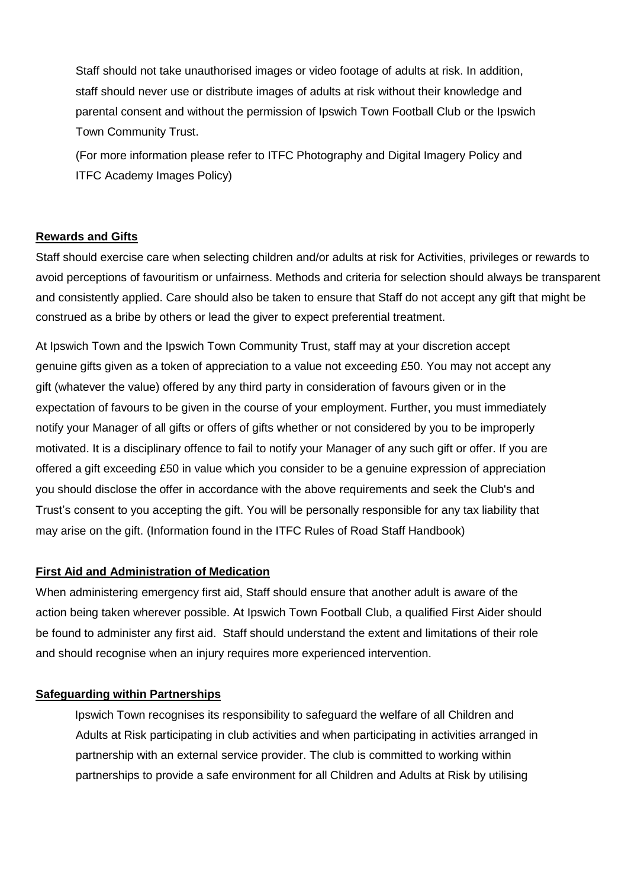Staff should not take unauthorised images or video footage of adults at risk. In addition, staff should never use or distribute images of adults at risk without their knowledge and parental consent and without the permission of Ipswich Town Football Club or the Ipswich Town Community Trust.

(For more information please refer to ITFC Photography and Digital Imagery Policy and ITFC Academy Images Policy)

**Rewards and Gifts**

Staff should exercise care when selecting children and/or adults at risk for Activities, privileges or rewards to avoid perceptions of favouritism or unfairness. Methods and criteria for selection should always be transparent and consistently applied. Care should also be taken to ensure that Staff do not accept any gift that might be construed as a bribe by others or lead the giver to expect preferential treatment.

At Ipswich Town and the Ipswich Town Community Trust, staff may at your discretion accept genuine gifts given as a token of appreciation to a value not exceeding £50. You may not accept any gift (whatever the value) offered by any third party in consideration of favours given or in the expectation of favours to be given in the course of your employment. Further, you must immediately notify your Manager of all gifts or offers of gifts whether or not considered by you to be improperly motivated. It is a disciplinary offence to fail to notify your Manager of any such gift or offer. If you are offered a gift exceeding £50 in value which you consider to be a genuine expression of appreciation you should disclose the offer in accordance with the above requirements and seek the Club's and Trust's consent to you accepting the gift. You will be personally responsible for any tax liability that may arise on the gift. (Information found in the ITFC Rules of Road Staff Handbook)

**First Aid and Administration of Medication**

When administering emergency first aid, Staff should ensure that another adult is aware of the action being taken wherever possible. At Ipswich Town Football Club, a qualified First Aider should be found to administer any first aid. Staff should understand the extent and limitations of their role and should recognise when an injury requires more experienced intervention.

**Safeguarding within Partnerships**

Ipswich Town recognises its responsibility to safeguard the welfare of all Children and Adults at Risk participating in club activities and when participating in activities arranged in partnership with an external service provider. The club is committed to working within partnerships to provide a safe environment for all Children and Adults at Risk by utilising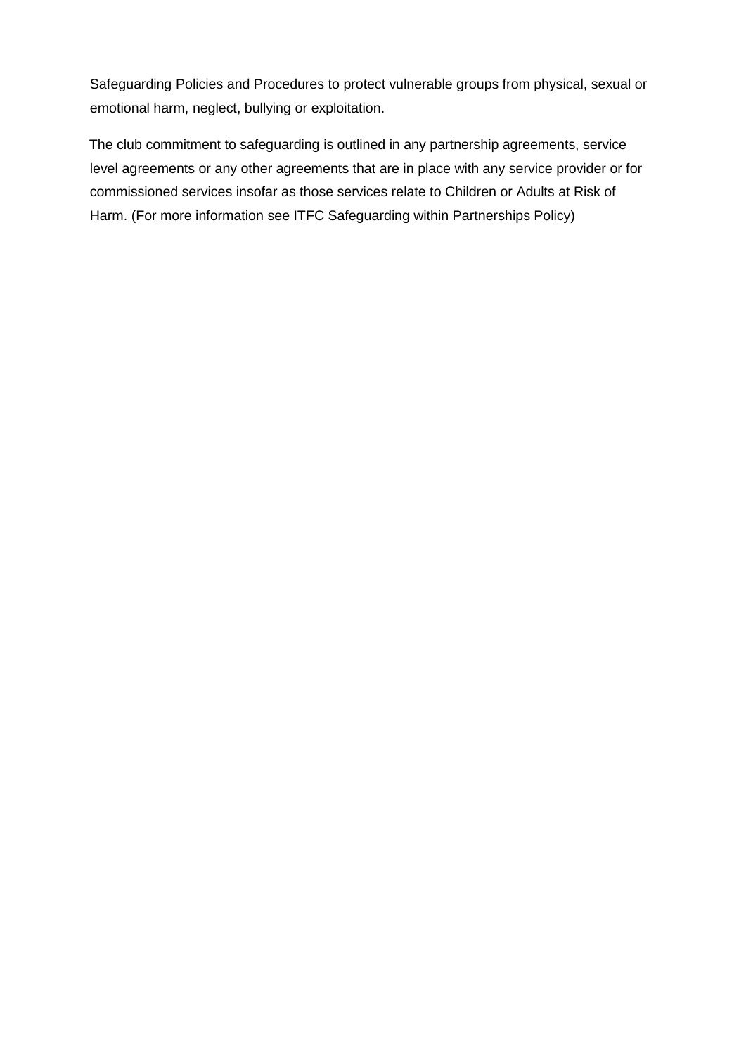Safeguarding Policies and Procedures to protect vulnerable groups from physical, sexual or emotional harm, neglect, bullying or exploitation.

The club commitment to safeguarding is outlined in any partnership agreements, service level agreements or any other agreements that are in place with any service provider or for commissioned services insofar as those services relate to Children or Adults at Risk of Harm. (For more information see ITFC Safeguarding within Partnerships Policy)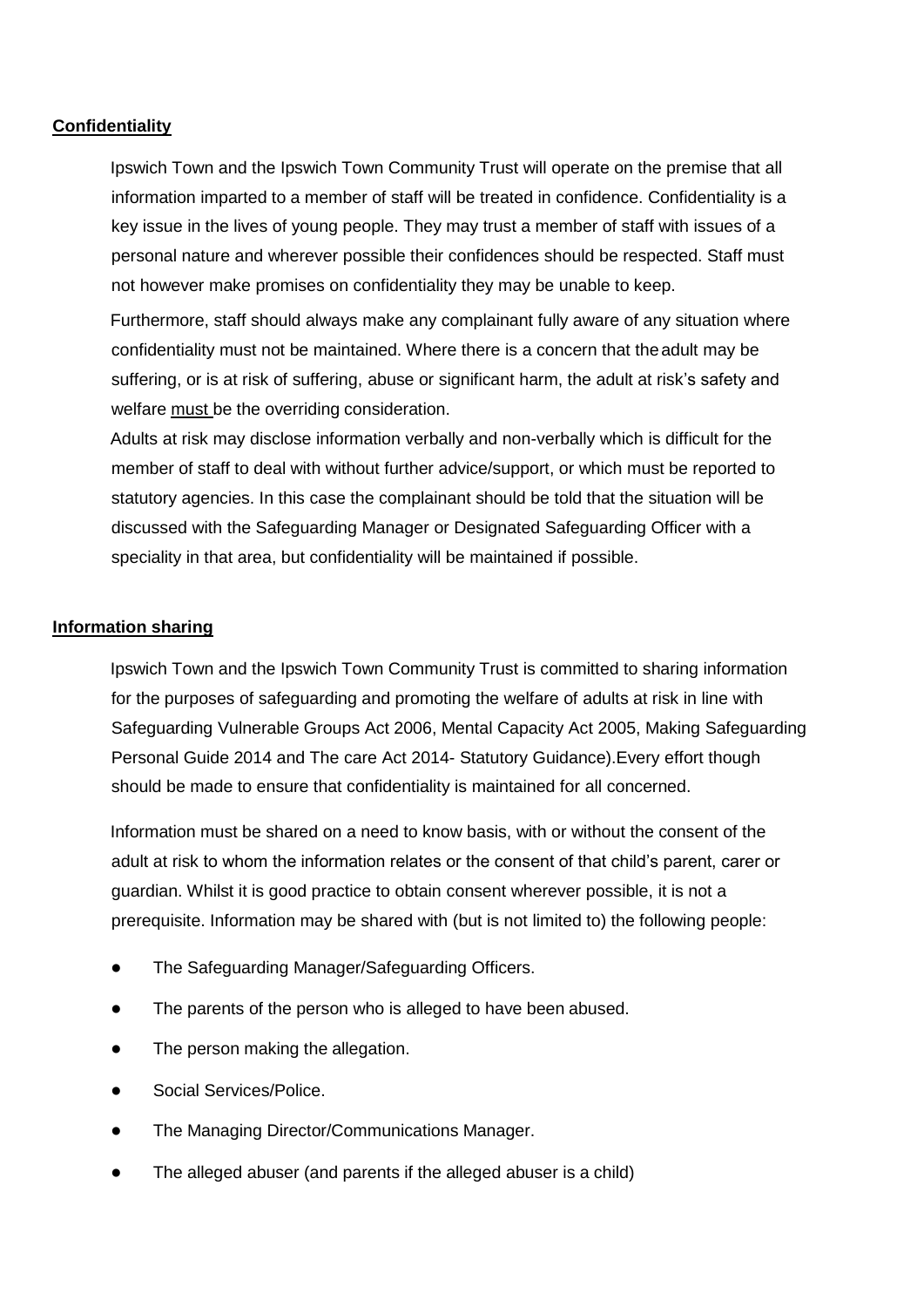## **Confidentiality**

Ipswich Town and the Ipswich Town Community Trust will operate on the premise that all information imparted to a member of staff will be treated in confidence. Confidentiality is a key issue in the lives of young people. They may trust a member of staff with issues of a personal nature and wherever possible their confidences should be respected. Staff must not however make promises on confidentiality they may be unable to keep.

Furthermore, staff should always make any complainant fully aware of any situation where confidentiality must not be maintained. Where there is a concern that the adult may be suffering, or is at risk of suffering, abuse or significant harm, the adult at risk's safety and welfare must be the overriding consideration.

Adults at risk may disclose information verbally and non-verbally which is difficult for the member of staff to deal with without further advice/support, or which must be reported to statutory agencies. In this case the complainant should be told that the situation will be discussed with the Safeguarding Manager or Designated Safeguarding Officer with a speciality in that area, but confidentiality will be maintained if possible.

## **Information sharing**

Ipswich Town and the Ipswich Town Community Trust is committed to sharing information for the purposes of safeguarding and promoting the welfare of adults at risk in line with Safeguarding Vulnerable Groups Act 2006, Mental Capacity Act 2005, Making Safeguarding Personal Guide 2014 and The care Act 2014- Statutory Guidance).Every effort though should be made to ensure that confidentiality is maintained for all concerned.

Information must be shared on a need to know basis, with or without the consent of the adult at risk to whom the information relates or the consent of that child's parent, carer or guardian. Whilst it is good practice to obtain consent wherever possible, it is not a prerequisite. Information may be shared with (but is not limited to) the following people:

- The Safeguarding Manager/Safeguarding Officers.
- The parents of the person who is alleged to have been abused.
- The person making the allegation.
- Social Services/Police.
- The Managing Director/Communications Manager.
- The alleged abuser (and parents if the alleged abuser is a child)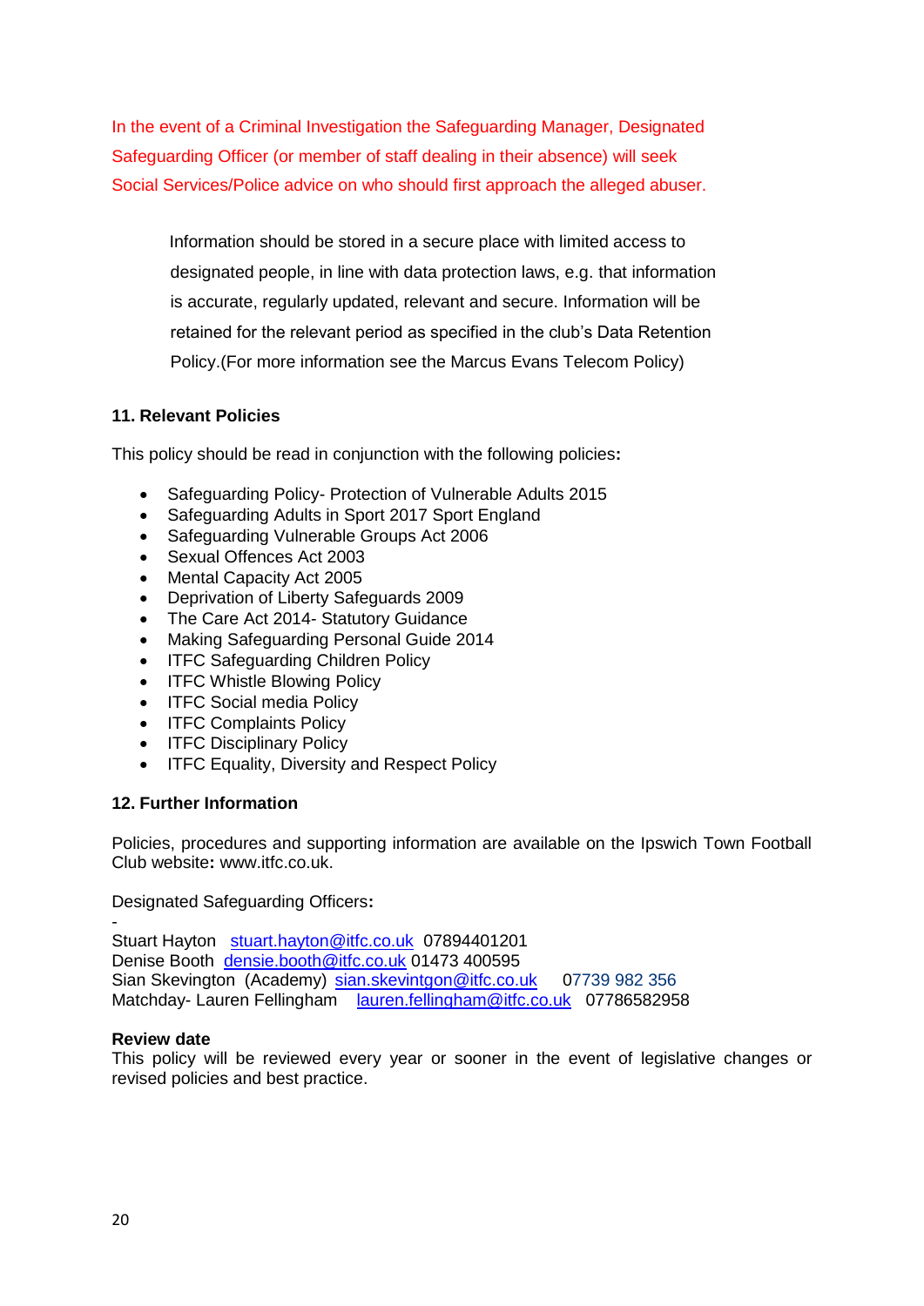In the event of a Criminal Investigation the Safeguarding Manager, Designated Safeguarding Officer (or member of staff dealing in their absence) will seek Social Services/Police advice on who should first approach the alleged abuser.

Information should be stored in a secure place with limited access to designated people, in line with data protection laws, e.g. that information is accurate, regularly updated, relevant and secure. Information will be retained for the relevant period as specified in the club's Data Retention Policy.(For more information see the Marcus Evans Telecom Policy)

**11. Relevant Policies**

This policy should be read in conjunction with the following policies**:**

- Safeguarding Policy- Protection of Vulnerable Adults 2015
- Safeguarding Adults in Sport 2017 Sport England
- Safeguarding Vulnerable Groups Act 2006
- Sexual Offences Act 2003
- Mental Capacity Act 2005
- Deprivation of Liberty Safeguards 2009
- The Care Act 2014- Statutory Guidance
- Making Safeguarding Personal Guide 2014
- ITFC Safeguarding Children Policy
- ITFC Whistle Blowing Policy
- ITFC Social media Policy
- ITFC Complaints Policy
- ITFC Disciplinary Policy
- ITFC Equality, Diversity and Respect Policy

**12. Further Information**

Policies, procedures and supporting information are available on the Ipswich Town Football Club website**:** www.itfc.co.uk.

Designated Safeguarding Officers**:**

-
Stuart Hayton stuart.hayton@itfc.co.uk 07894401201
Denise Booth densie.booth@itfc.co.uk 01473 400595
Sian Skevington (Academy) sian.skevintgon@itfc.co.uk 07739 982 356
Matchday- Lauren Fellingham lauren.fellingham@itfc.co.uk 07786582958

**Review date**
This policy will be reviewed every year or sooner in the event of legislative changes or revised policies and best practice.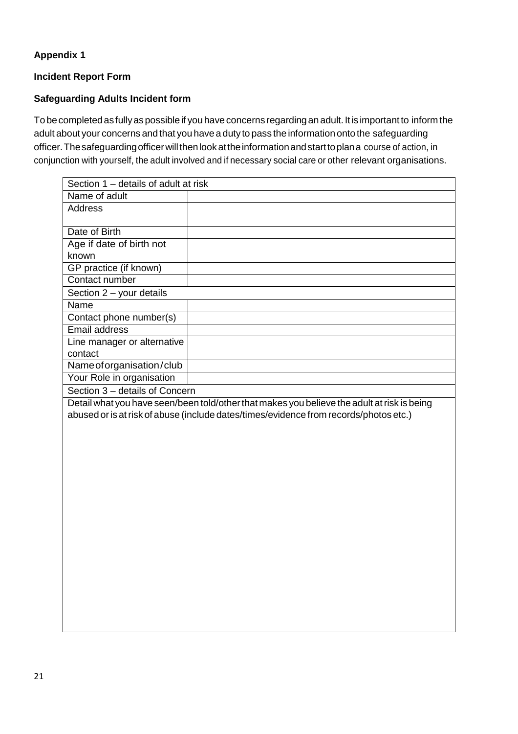**Appendix 1**

**Incident Report Form**

**Safeguarding Adults Incident form**

To be completed as fully as possible if you have concerns regarding an adult. It is important to inform the adult about your concerns and that you have a duty to pass the information onto the safeguarding officer. The safeguarding officer will then look at the information and start to plan a course of action, in conjunction with yourself, the adult involved and if necessary social care or other relevant organisations.

| Section 1 – details of adult at risk | |
|---|---|
| Name of adult | |
| Address | |
| Date of Birth | |
| Age if date of birth not known | |
| GP practice (if known) | |
| Contact number | |
| **Section 2 – your details** | |
| Name | |
| Contact phone number(s) | |
| Email address | |
| Line manager or alternative contact | |
| Name of organisation/club | |
| Your Role in organisation | |
| **Section 3 – details of Concern** | |
| Detail what you have seen/been told/other that makes you believe the adult at risk is being abused or is at risk of abuse (include dates/times/evidence from records/photos etc.) | |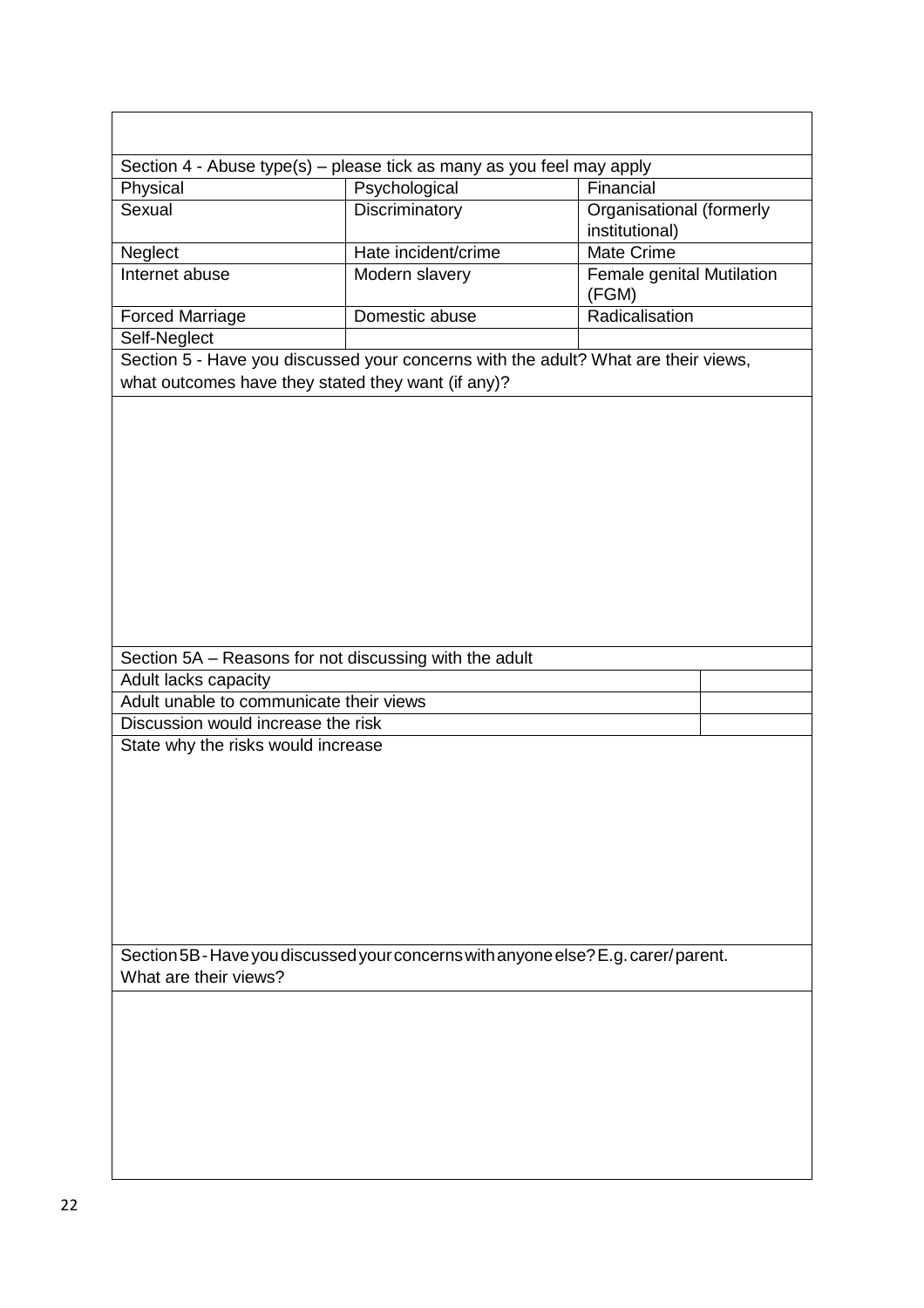| Section 4 - Abuse type(s) – please tick as many as you feel may apply | | |
|---|---|---|
| Physical | Psychological | Financial |
| Sexual | Discriminatory | Organisational (formerly institutional) |
| Neglect | Hate incident/crime | Mate Crime |
| Internet abuse | Modern slavery | Female genital Mutilation (FGM) |
| Forced Marriage | Domestic abuse | Radicalisation |
| Self-Neglect | | |

| Section 5 - Have you discussed your concerns with the adult? What are their views, what outcomes have they stated they want (if any)? |
|---|
| |

| Section 5A – Reasons for not discussing with the adult | |
|---|---|
| Adult lacks capacity | |
| Adult unable to communicate their views | |
| Discussion would increase the risk | |
| State why the risks would increase | |

| Section 5B - Have you discussed your concerns with anyone else? E.g. carer/parent. What are their views? |
|---|
| |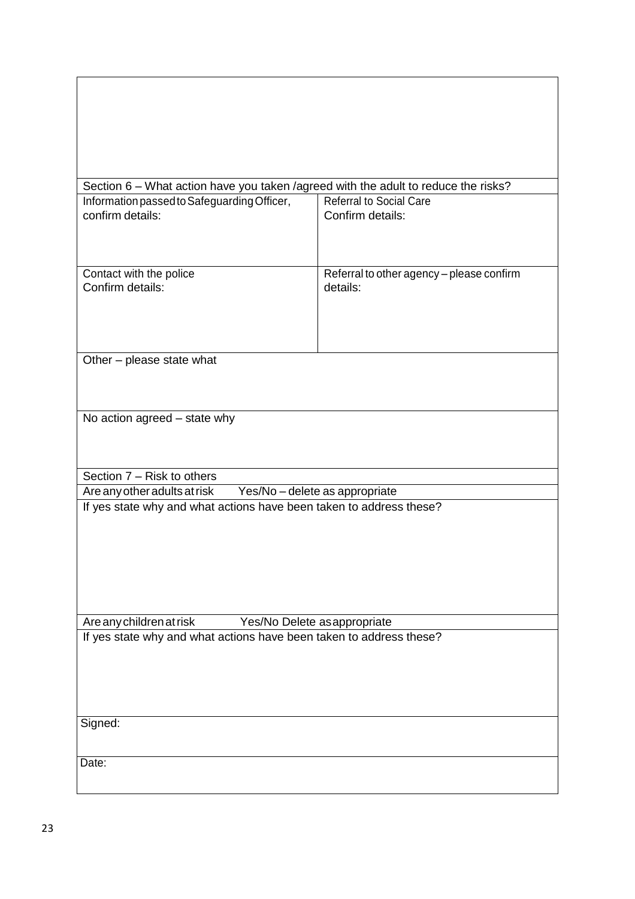| | |
|---|---|
| | |
| **Section 6 – What action have you taken /agreed with the adult to reduce the risks?** | |
| Information passed to Safeguarding Officer, confirm details: | Referral to Social Care Confirm details: |
| Contact with the police Confirm details: | Referral to other agency – please confirm details: |
| Other – please state what | |
| No action agreed – state why | |
| **Section 7 – Risk to others** | |
| Are any other adults at risk   Yes/No – delete as appropriate | |
| If yes state why and what actions have been taken to address these? | |
| Are any children at risk   Yes/No Delete as appropriate | |
| If yes state why and what actions have been taken to address these? | |
| Signed: | |
| Date: | |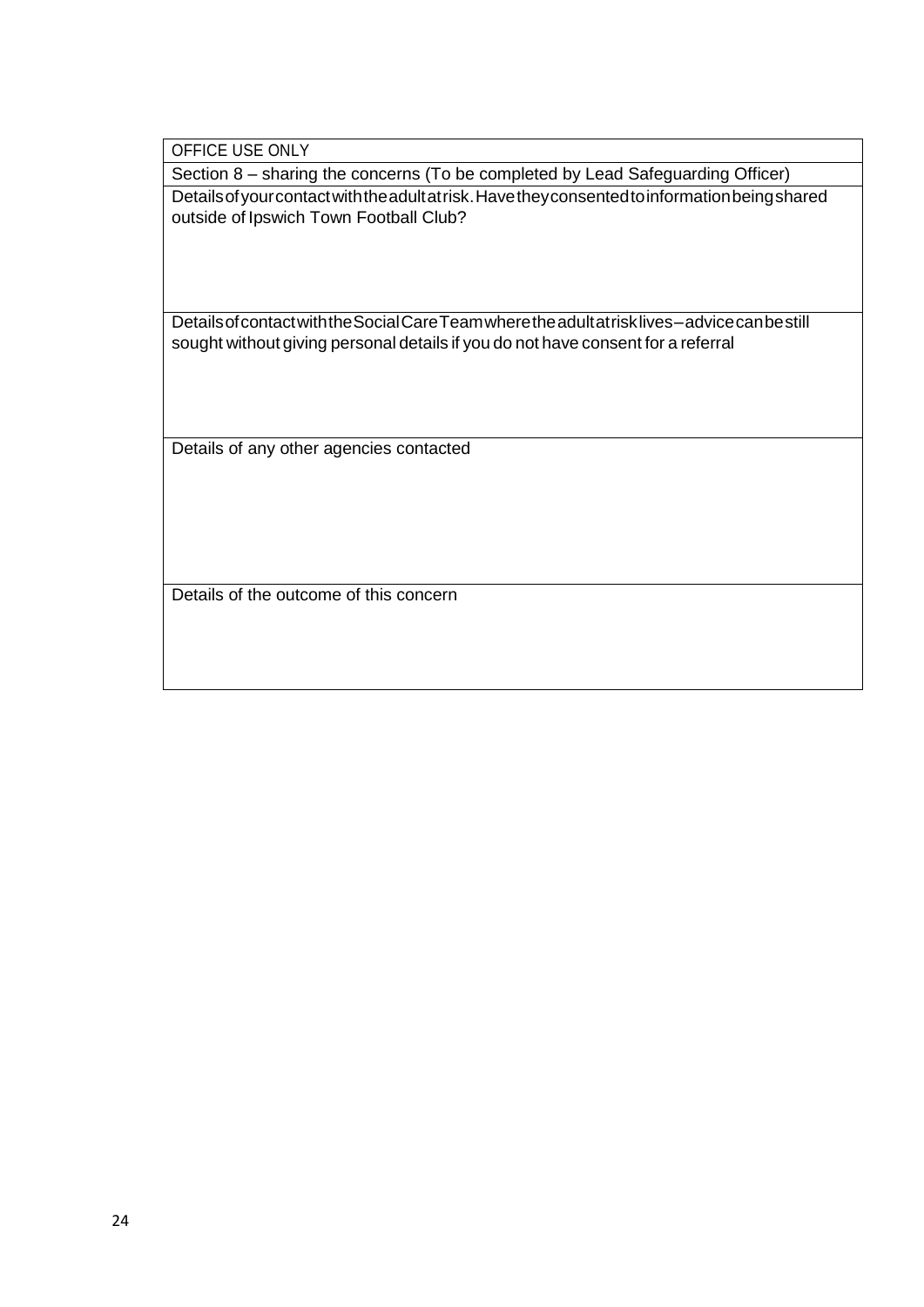| OFFICE USE ONLY |
| --- |
| Section 8 – sharing the concerns (To be completed by Lead Safeguarding Officer) |
| Details of your contact with the adult at risk. Have they consented to information being shared outside of Ipswich Town Football Club? |
| Details of contact with the Social Care Team where the adult at risk lives – advice can be still sought without giving personal details if you do not have consent for a referral |
| Details of any other agencies contacted |
| Details of the outcome of this concern |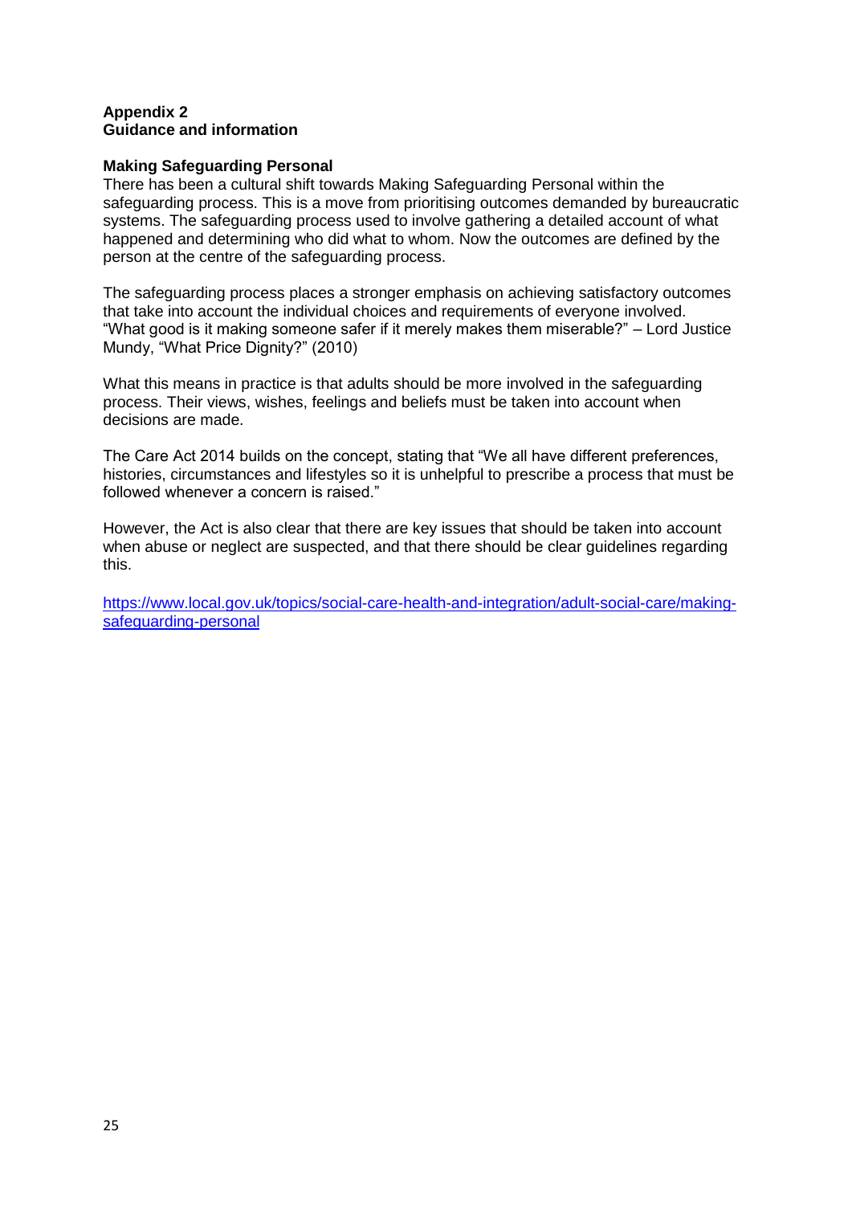**Appendix 2**
**Guidance and information**

**Making Safeguarding Personal**

There has been a cultural shift towards Making Safeguarding Personal within the safeguarding process. This is a move from prioritising outcomes demanded by bureaucratic systems. The safeguarding process used to involve gathering a detailed account of what happened and determining who did what to whom. Now the outcomes are defined by the person at the centre of the safeguarding process.

The safeguarding process places a stronger emphasis on achieving satisfactory outcomes that take into account the individual choices and requirements of everyone involved. "What good is it making someone safer if it merely makes them miserable?" – Lord Justice Mundy, "What Price Dignity?" (2010)

What this means in practice is that adults should be more involved in the safeguarding process. Their views, wishes, feelings and beliefs must be taken into account when decisions are made.

The Care Act 2014 builds on the concept, stating that "We all have different preferences, histories, circumstances and lifestyles so it is unhelpful to prescribe a process that must be followed whenever a concern is raised."

However, the Act is also clear that there are key issues that should be taken into account when abuse or neglect are suspected, and that there should be clear guidelines regarding this.

https://www.local.gov.uk/topics/social-care-health-and-integration/adult-social-care/making-safeguarding-personal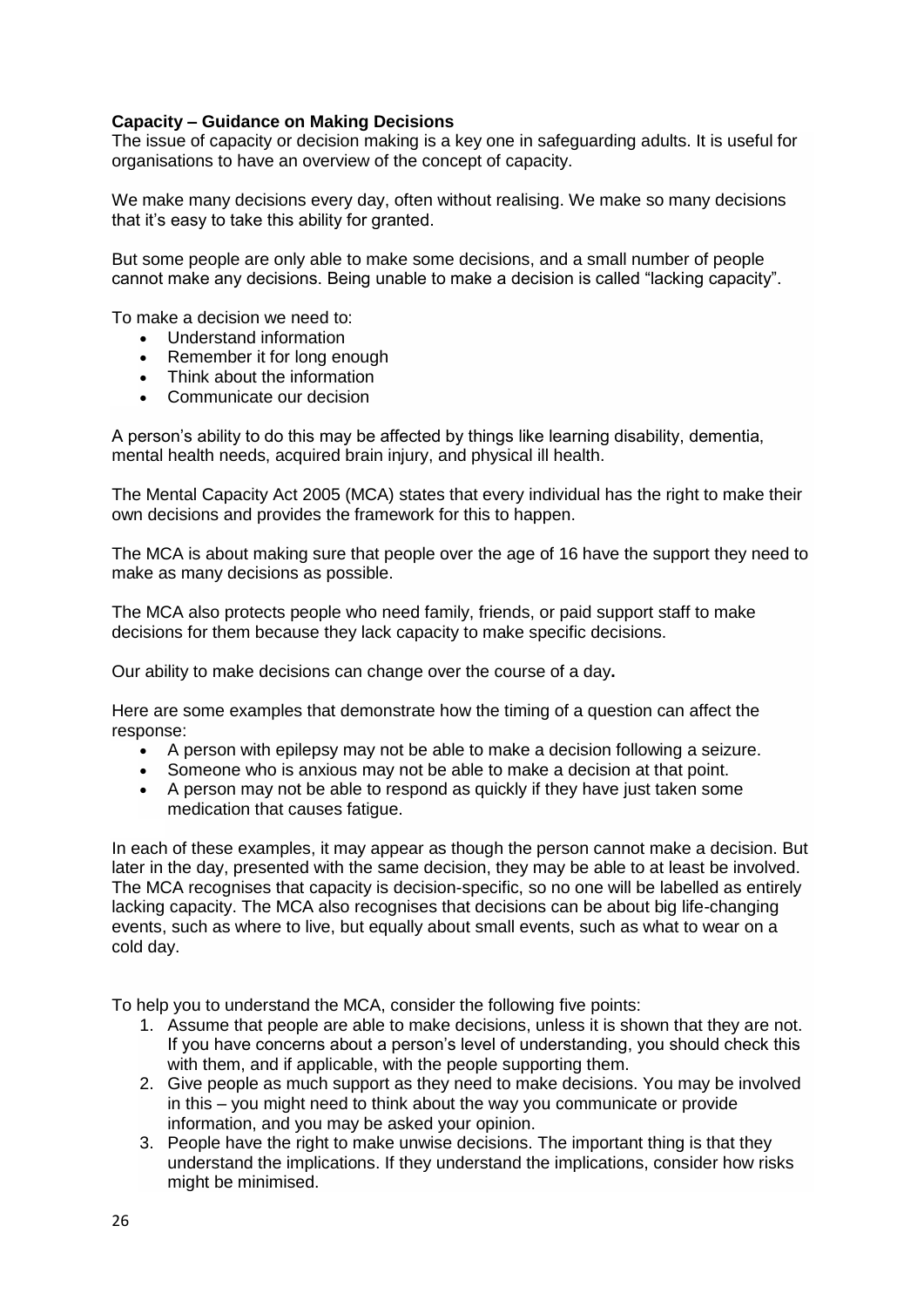**Capacity – Guidance on Making Decisions**

The issue of capacity or decision making is a key one in safeguarding adults. It is useful for organisations to have an overview of the concept of capacity.

We make many decisions every day, often without realising. We make so many decisions that it's easy to take this ability for granted.

But some people are only able to make some decisions, and a small number of people cannot make any decisions. Being unable to make a decision is called "lacking capacity".

To make a decision we need to:

- Understand information
- Remember it for long enough
- Think about the information
- Communicate our decision

A person's ability to do this may be affected by things like learning disability, dementia, mental health needs, acquired brain injury, and physical ill health.

The Mental Capacity Act 2005 (MCA) states that every individual has the right to make their own decisions and provides the framework for this to happen.

The MCA is about making sure that people over the age of 16 have the support they need to make as many decisions as possible.

The MCA also protects people who need family, friends, or paid support staff to make decisions for them because they lack capacity to make specific decisions.

Our ability to make decisions can change over the course of a day**.**

Here are some examples that demonstrate how the timing of a question can affect the response:

- A person with epilepsy may not be able to make a decision following a seizure.
- Someone who is anxious may not be able to make a decision at that point.
- A person may not be able to respond as quickly if they have just taken some medication that causes fatigue.

In each of these examples, it may appear as though the person cannot make a decision. But later in the day, presented with the same decision, they may be able to at least be involved. The MCA recognises that capacity is decision-specific, so no one will be labelled as entirely lacking capacity. The MCA also recognises that decisions can be about big life-changing events, such as where to live, but equally about small events, such as what to wear on a cold day.

To help you to understand the MCA, consider the following five points:

1. Assume that people are able to make decisions, unless it is shown that they are not. If you have concerns about a person's level of understanding, you should check this with them, and if applicable, with the people supporting them.
2. Give people as much support as they need to make decisions. You may be involved in this – you might need to think about the way you communicate or provide information, and you may be asked your opinion.
3. People have the right to make unwise decisions. The important thing is that they understand the implications. If they understand the implications, consider how risks might be minimised.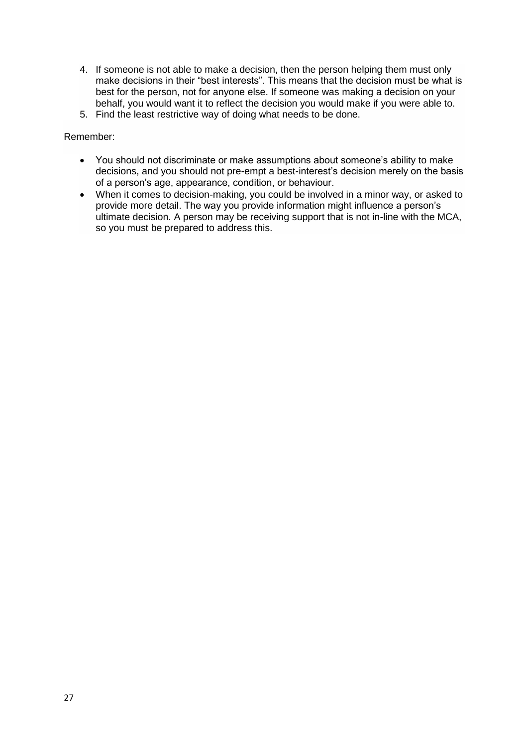4. If someone is not able to make a decision, then the person helping them must only make decisions in their "best interests". This means that the decision must be what is best for the person, not for anyone else. If someone was making a decision on your behalf, you would want it to reflect the decision you would make if you were able to.
5. Find the least restrictive way of doing what needs to be done.

Remember:

- You should not discriminate or make assumptions about someone's ability to make decisions, and you should not pre-empt a best-interest's decision merely on the basis of a person's age, appearance, condition, or behaviour.
- When it comes to decision-making, you could be involved in a minor way, or asked to provide more detail. The way you provide information might influence a person's ultimate decision. A person may be receiving support that is not in-line with the MCA, so you must be prepared to address this.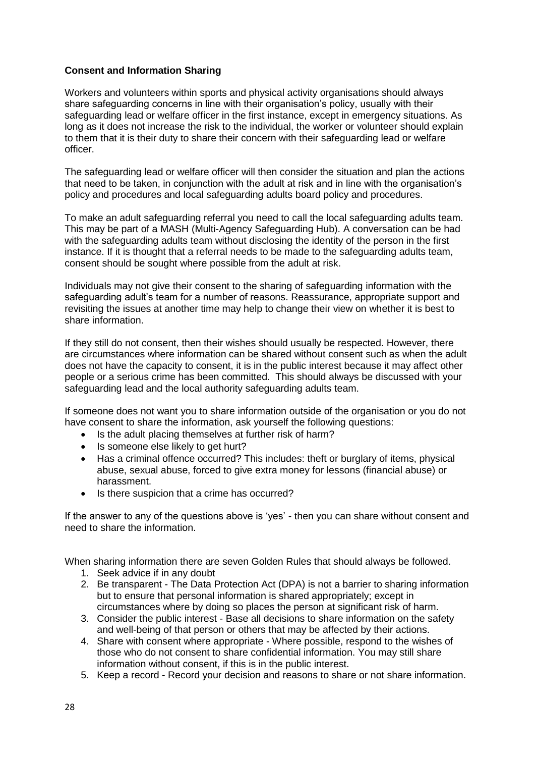**Consent and Information Sharing**

Workers and volunteers within sports and physical activity organisations should always share safeguarding concerns in line with their organisation's policy, usually with their safeguarding lead or welfare officer in the first instance, except in emergency situations. As long as it does not increase the risk to the individual, the worker or volunteer should explain to them that it is their duty to share their concern with their safeguarding lead or welfare officer.

The safeguarding lead or welfare officer will then consider the situation and plan the actions that need to be taken, in conjunction with the adult at risk and in line with the organisation's policy and procedures and local safeguarding adults board policy and procedures.

To make an adult safeguarding referral you need to call the local safeguarding adults team. This may be part of a MASH (Multi-Agency Safeguarding Hub). A conversation can be had with the safeguarding adults team without disclosing the identity of the person in the first instance. If it is thought that a referral needs to be made to the safeguarding adults team, consent should be sought where possible from the adult at risk.

Individuals may not give their consent to the sharing of safeguarding information with the safeguarding adult's team for a number of reasons. Reassurance, appropriate support and revisiting the issues at another time may help to change their view on whether it is best to share information.

If they still do not consent, then their wishes should usually be respected. However, there are circumstances where information can be shared without consent such as when the adult does not have the capacity to consent, it is in the public interest because it may affect other people or a serious crime has been committed. This should always be discussed with your safeguarding lead and the local authority safeguarding adults team.

If someone does not want you to share information outside of the organisation or you do not have consent to share the information, ask yourself the following questions:

- Is the adult placing themselves at further risk of harm?
- Is someone else likely to get hurt?
- Has a criminal offence occurred? This includes: theft or burglary of items, physical abuse, sexual abuse, forced to give extra money for lessons (financial abuse) or harassment.
- Is there suspicion that a crime has occurred?

If the answer to any of the questions above is 'yes' - then you can share without consent and need to share the information.

When sharing information there are seven Golden Rules that should always be followed.

1. Seek advice if in any doubt
2. Be transparent - The Data Protection Act (DPA) is not a barrier to sharing information but to ensure that personal information is shared appropriately; except in circumstances where by doing so places the person at significant risk of harm.
3. Consider the public interest - Base all decisions to share information on the safety and well-being of that person or others that may be affected by their actions.
4. Share with consent where appropriate - Where possible, respond to the wishes of those who do not consent to share confidential information. You may still share information without consent, if this is in the public interest.
5. Keep a record - Record your decision and reasons to share or not share information.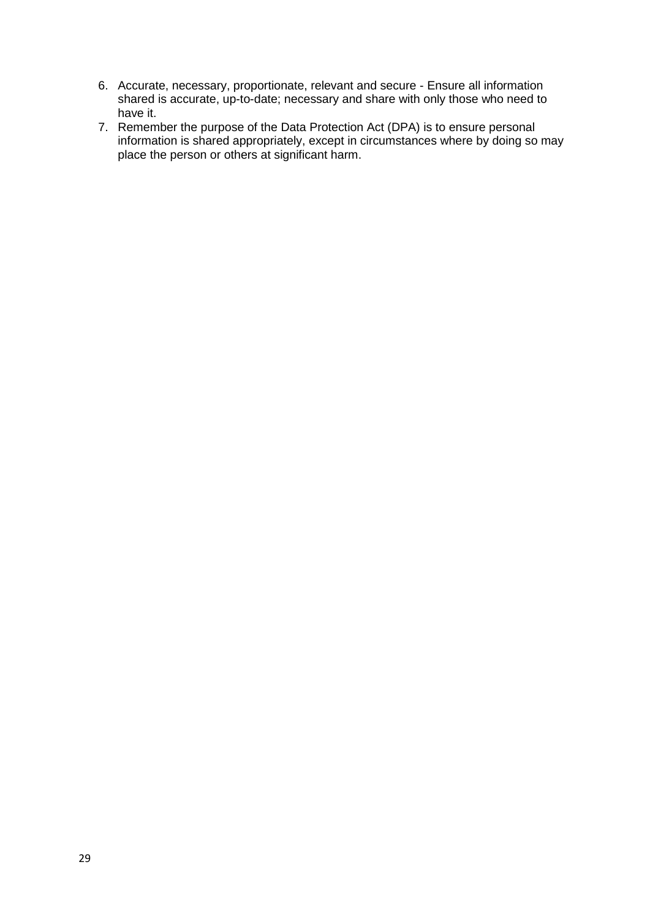6. Accurate, necessary, proportionate, relevant and secure - Ensure all information shared is accurate, up-to-date; necessary and share with only those who need to have it.
7. Remember the purpose of the Data Protection Act (DPA) is to ensure personal information is shared appropriately, except in circumstances where by doing so may place the person or others at significant harm.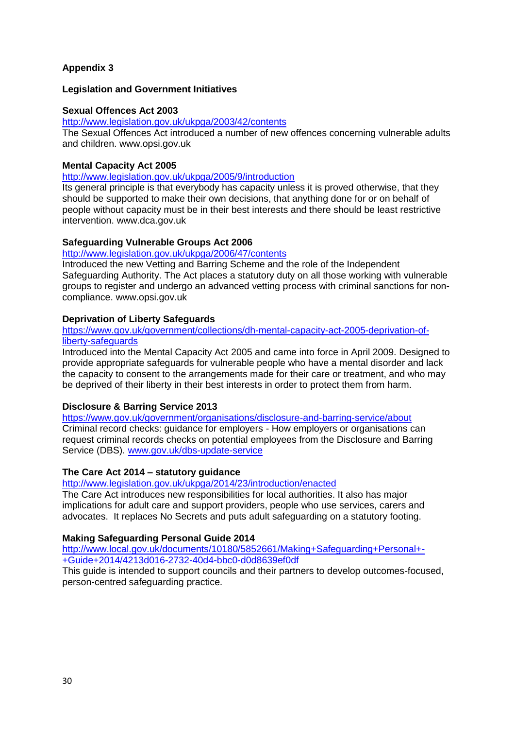**Appendix 3**

**Legislation and Government Initiatives**

**Sexual Offences Act 2003**

http://www.legislation.gov.uk/ukpga/2003/42/contents

The Sexual Offences Act introduced a number of new offences concerning vulnerable adults and children. www.opsi.gov.uk

**Mental Capacity Act 2005**

http://www.legislation.gov.uk/ukpga/2005/9/introduction

Its general principle is that everybody has capacity unless it is proved otherwise, that they should be supported to make their own decisions, that anything done for or on behalf of people without capacity must be in their best interests and there should be least restrictive intervention. www.dca.gov.uk

**Safeguarding Vulnerable Groups Act 2006**

http://www.legislation.gov.uk/ukpga/2006/47/contents

Introduced the new Vetting and Barring Scheme and the role of the Independent Safeguarding Authority. The Act places a statutory duty on all those working with vulnerable groups to register and undergo an advanced vetting process with criminal sanctions for non-compliance. www.opsi.gov.uk

**Deprivation of Liberty Safeguards**

https://www.gov.uk/government/collections/dh-mental-capacity-act-2005-deprivation-of-liberty-safeguards

Introduced into the Mental Capacity Act 2005 and came into force in April 2009. Designed to provide appropriate safeguards for vulnerable people who have a mental disorder and lack the capacity to consent to the arrangements made for their care or treatment, and who may be deprived of their liberty in their best interests in order to protect them from harm.

**Disclosure & Barring Service 2013**

https://www.gov.uk/government/organisations/disclosure-and-barring-service/about

Criminal record checks: guidance for employers - How employers or organisations can request criminal records checks on potential employees from the Disclosure and Barring Service (DBS). www.gov.uk/dbs-update-service

**The Care Act 2014 – statutory guidance**

http://www.legislation.gov.uk/ukpga/2014/23/introduction/enacted

The Care Act introduces new responsibilities for local authorities. It also has major implications for adult care and support providers, people who use services, carers and advocates. It replaces No Secrets and puts adult safeguarding on a statutory footing.

**Making Safeguarding Personal Guide 2014**

http://www.local.gov.uk/documents/10180/5852661/Making+Safeguarding+Personal+-+Guide+2014/4213d016-2732-40d4-bbc0-d0d8639ef0df

This guide is intended to support councils and their partners to develop outcomes-focused, person-centred safeguarding practice.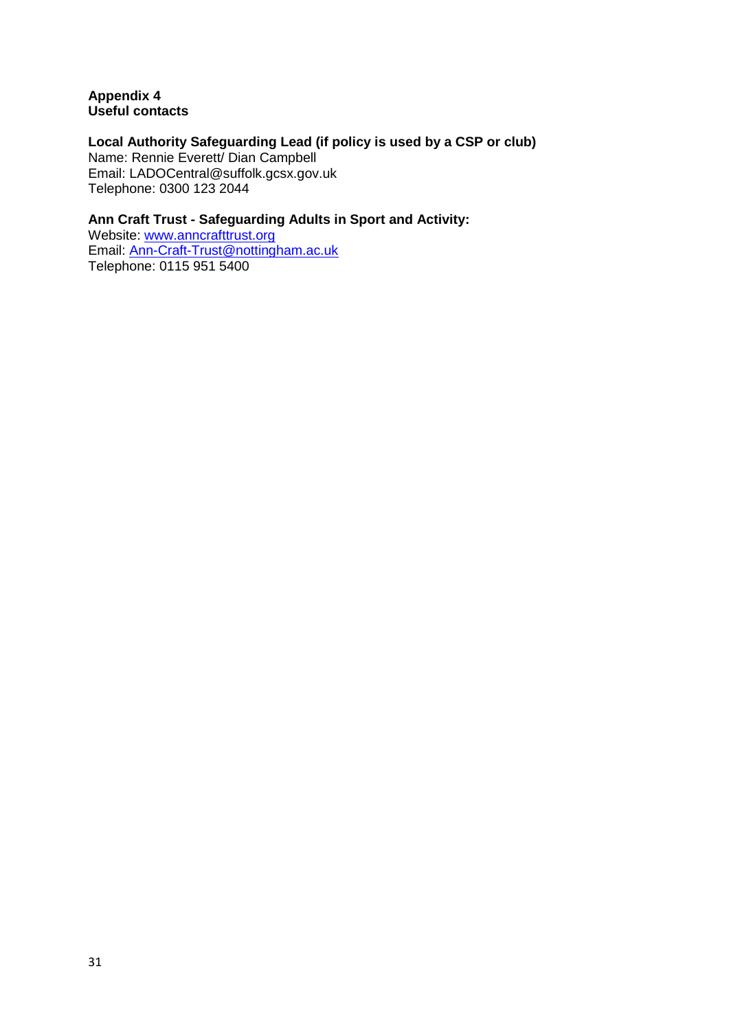**Appendix 4**
**Useful contacts**

**Local Authority Safeguarding Lead (if policy is used by a CSP or club)**
Name: Rennie Everett/ Dian Campbell
Email: LADOCentral@suffolk.gcsx.gov.uk
Telephone: 0300 123 2044

**Ann Craft Trust - Safeguarding Adults in Sport and Activity:**
Website: www.anncrafttrust.org
Email: Ann-Craft-Trust@nottingham.ac.uk
Telephone: 0115 951 5400